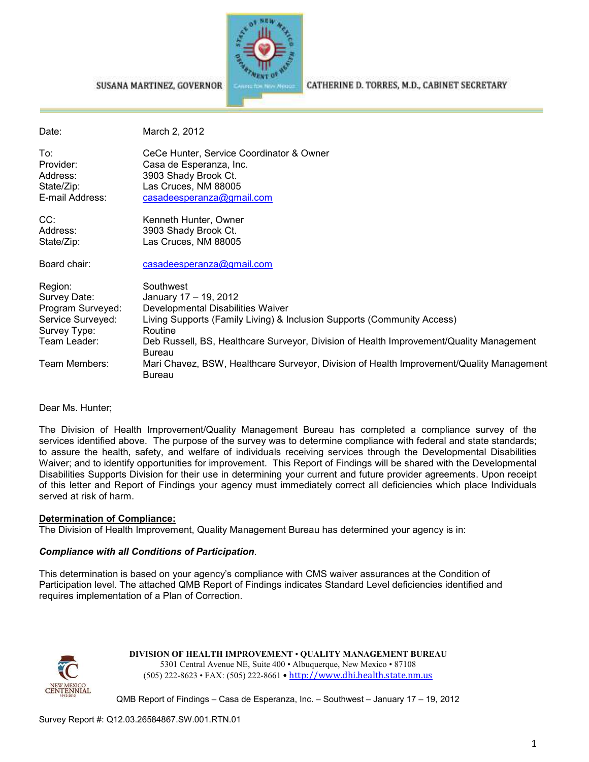SUSANA MARTINEZ, GOVERNOR | CATHERINE D. TORRES, M.D., CABINET SECRETARY

| | |
|---|---|
| Date: | March 2, 2012 |
| To: | CeCe Hunter, Service Coordinator & Owner |
| Provider: | Casa de Esperanza, Inc. |
| Address: | 3903 Shady Brook Ct. |
| State/Zip: | Las Cruces, NM 88005 |
| E-mail Address: | casadeesperanza@gmail.com |
| CC: | Kenneth Hunter, Owner |
| Address: | 3903 Shady Brook Ct. |
| State/Zip: | Las Cruces, NM 88005 |
| Board chair: | casadeesperanza@gmail.com |
| Region: | Southwest |
| Survey Date: | January 17 – 19, 2012 |
| Program Surveyed: | Developmental Disabilities Waiver |
| Service Surveyed: | Living Supports (Family Living) & Inclusion Supports (Community Access) |
| Survey Type: | Routine |
| Team Leader: | Deb Russell, BS, Healthcare Surveyor, Division of Health Improvement/Quality Management Bureau |
| Team Members: | Mari Chavez, BSW, Healthcare Surveyor, Division of Health Improvement/Quality Management Bureau |

Dear Ms. Hunter;

The Division of Health Improvement/Quality Management Bureau has completed a compliance survey of the services identified above. The purpose of the survey was to determine compliance with federal and state standards; to assure the health, safety, and welfare of individuals receiving services through the Developmental Disabilities Waiver; and to identify opportunities for improvement. This Report of Findings will be shared with the Developmental Disabilities Supports Division for their use in determining your current and future provider agreements. Upon receipt of this letter and Report of Findings your agency must immediately correct all deficiencies which place Individuals served at risk of harm.

**Determination of Compliance:**

The Division of Health Improvement, Quality Management Bureau has determined your agency is in:

***Compliance with all Conditions of Participation*.**

This determination is based on your agency's compliance with CMS waiver assurances at the Condition of Participation level. The attached QMB Report of Findings indicates Standard Level deficiencies identified and requires implementation of a Plan of Correction.

**DIVISION OF HEALTH IMPROVEMENT • QUALITY MANAGEMENT BUREAU**
5301 Central Avenue NE, Suite 400 • Albuquerque, New Mexico • 87108
(505) 222-8623 • FAX: (505) 222-8661 • http://www.dhi.health.state.nm.us

QMB Report of Findings – Casa de Esperanza, Inc. – Southwest – January 17 – 19, 2012

Survey Report #: Q12.03.26584867.SW.001.RTN.01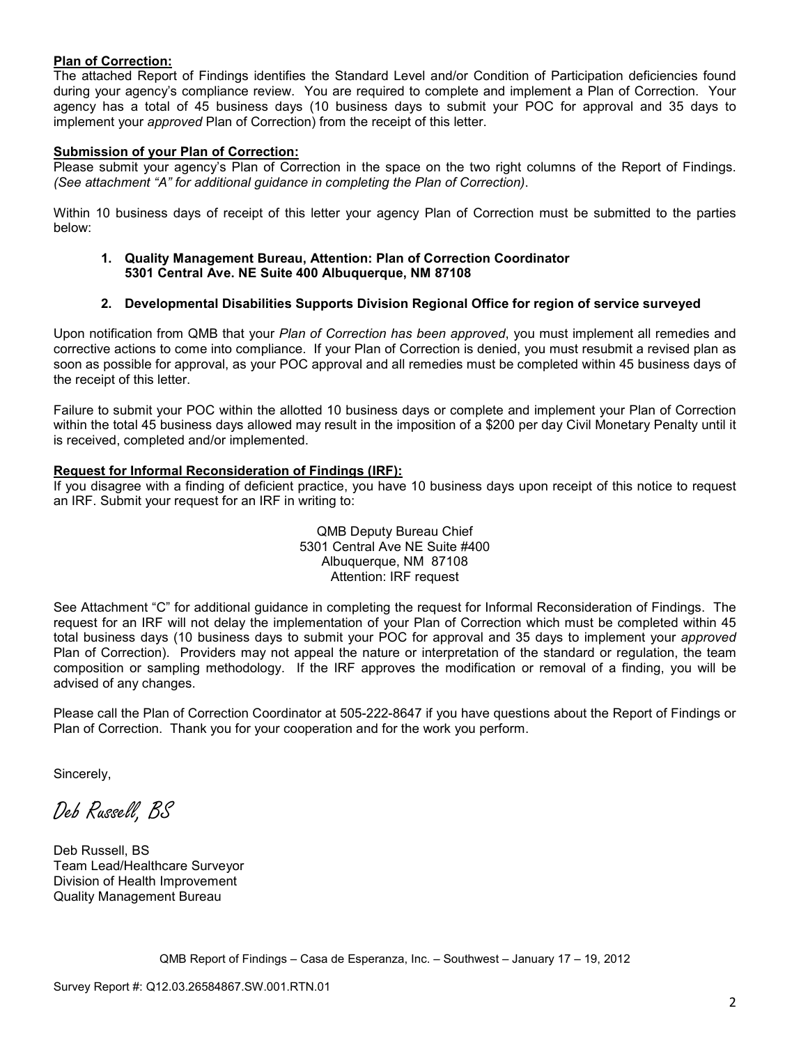**Plan of Correction:**

The attached Report of Findings identifies the Standard Level and/or Condition of Participation deficiencies found during your agency's compliance review. You are required to complete and implement a Plan of Correction. Your agency has a total of 45 business days (10 business days to submit your POC for approval and 35 days to implement your *approved* Plan of Correction) from the receipt of this letter.

**Submission of your Plan of Correction:**

Please submit your agency's Plan of Correction in the space on the two right columns of the Report of Findings. *(See attachment "A" for additional guidance in completing the Plan of Correction).*

Within 10 business days of receipt of this letter your agency Plan of Correction must be submitted to the parties below:

1. **Quality Management Bureau, Attention: Plan of Correction Coordinator 5301 Central Ave. NE Suite 400 Albuquerque, NM 87108**
2. **Developmental Disabilities Supports Division Regional Office for region of service surveyed**

Upon notification from QMB that your *Plan of Correction has been approved*, you must implement all remedies and corrective actions to come into compliance. If your Plan of Correction is denied, you must resubmit a revised plan as soon as possible for approval, as your POC approval and all remedies must be completed within 45 business days of the receipt of this letter.

Failure to submit your POC within the allotted 10 business days or complete and implement your Plan of Correction within the total 45 business days allowed may result in the imposition of a $200 per day Civil Monetary Penalty until it is received, completed and/or implemented.

**Request for Informal Reconsideration of Findings (IRF):**

If you disagree with a finding of deficient practice, you have 10 business days upon receipt of this notice to request an IRF. Submit your request for an IRF in writing to:

QMB Deputy Bureau Chief
5301 Central Ave NE Suite #400
Albuquerque, NM 87108
Attention: IRF request

See Attachment "C" for additional guidance in completing the request for Informal Reconsideration of Findings. The request for an IRF will not delay the implementation of your Plan of Correction which must be completed within 45 total business days (10 business days to submit your POC for approval and 35 days to implement your *approved* Plan of Correction). Providers may not appeal the nature or interpretation of the standard or regulation, the team composition or sampling methodology. If the IRF approves the modification or removal of a finding, you will be advised of any changes.

Please call the Plan of Correction Coordinator at 505-222-8647 if you have questions about the Report of Findings or Plan of Correction. Thank you for your cooperation and for the work you perform.

Sincerely,

*Deb Russell, BS*

Deb Russell, BS
Team Lead/Healthcare Surveyor
Division of Health Improvement
Quality Management Bureau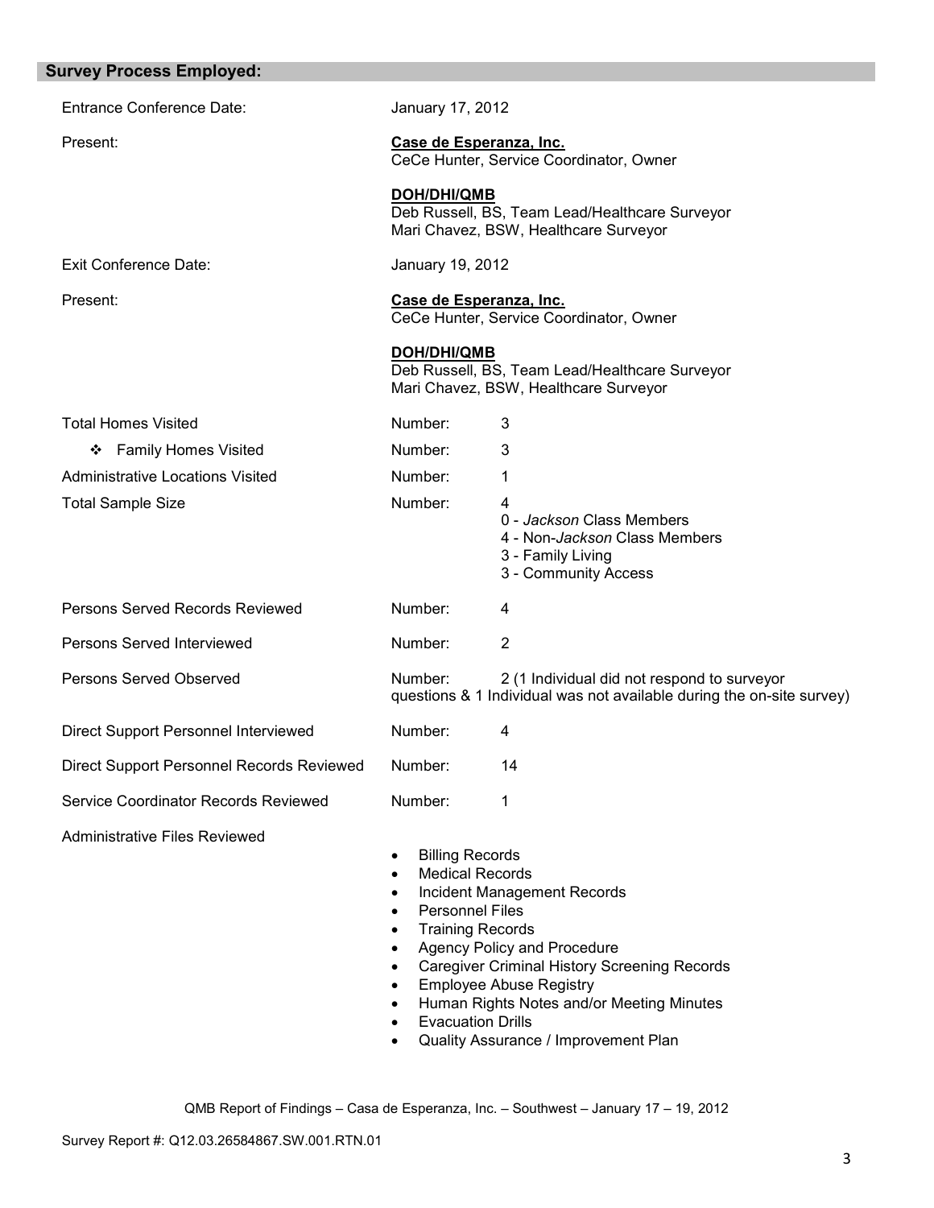## Survey Process Employed:

| | | |
|---|---|---|
| Entrance Conference Date: | January 17, 2012 | |
| Present: | **Case de Esperanza, Inc.**<br>CeCe Hunter, Service Coordinator, Owner<br><br>**DOH/DHI/QMB**<br>Deb Russell, BS, Team Lead/Healthcare Surveyor<br>Mari Chavez, BSW, Healthcare Surveyor | |
| Exit Conference Date: | January 19, 2012 | |
| Present: | **Case de Esperanza, Inc.**<br>CeCe Hunter, Service Coordinator, Owner<br><br>**DOH/DHI/QMB**<br>Deb Russell, BS, Team Lead/Healthcare Surveyor<br>Mari Chavez, BSW, Healthcare Surveyor | |
| Total Homes Visited | Number: | 3 |
| ❖ Family Homes Visited | Number: | 3 |
| Administrative Locations Visited | Number: | 1 |
| Total Sample Size | Number: | 4<br>0 - *Jackson* Class Members<br>4 - Non-*Jackson* Class Members<br>3 - Family Living<br>3 - Community Access |
| Persons Served Records Reviewed | Number: | 4 |
| Persons Served Interviewed | Number: | 2 |
| Persons Served Observed | Number: | 2 (1 Individual did not respond to surveyor questions & 1 Individual was not available during the on-site survey) |
| Direct Support Personnel Interviewed | Number: | 4 |
| Direct Support Personnel Records Reviewed | Number: | 14 |
| Service Coordinator Records Reviewed | Number: | 1 |

Administrative Files Reviewed

- Billing Records
- Medical Records
- Incident Management Records
- Personnel Files
- Training Records
- Agency Policy and Procedure
- Caregiver Criminal History Screening Records
- Employee Abuse Registry
- Human Rights Notes and/or Meeting Minutes
- Evacuation Drills
- Quality Assurance / Improvement Plan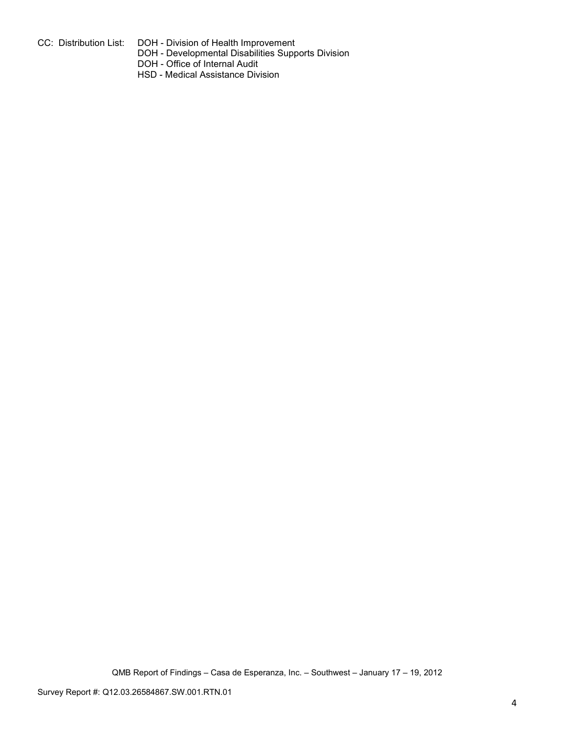CC: Distribution List: DOH - Division of Health Improvement
DOH - Developmental Disabilities Supports Division
DOH - Office of Internal Audit
HSD - Medical Assistance Division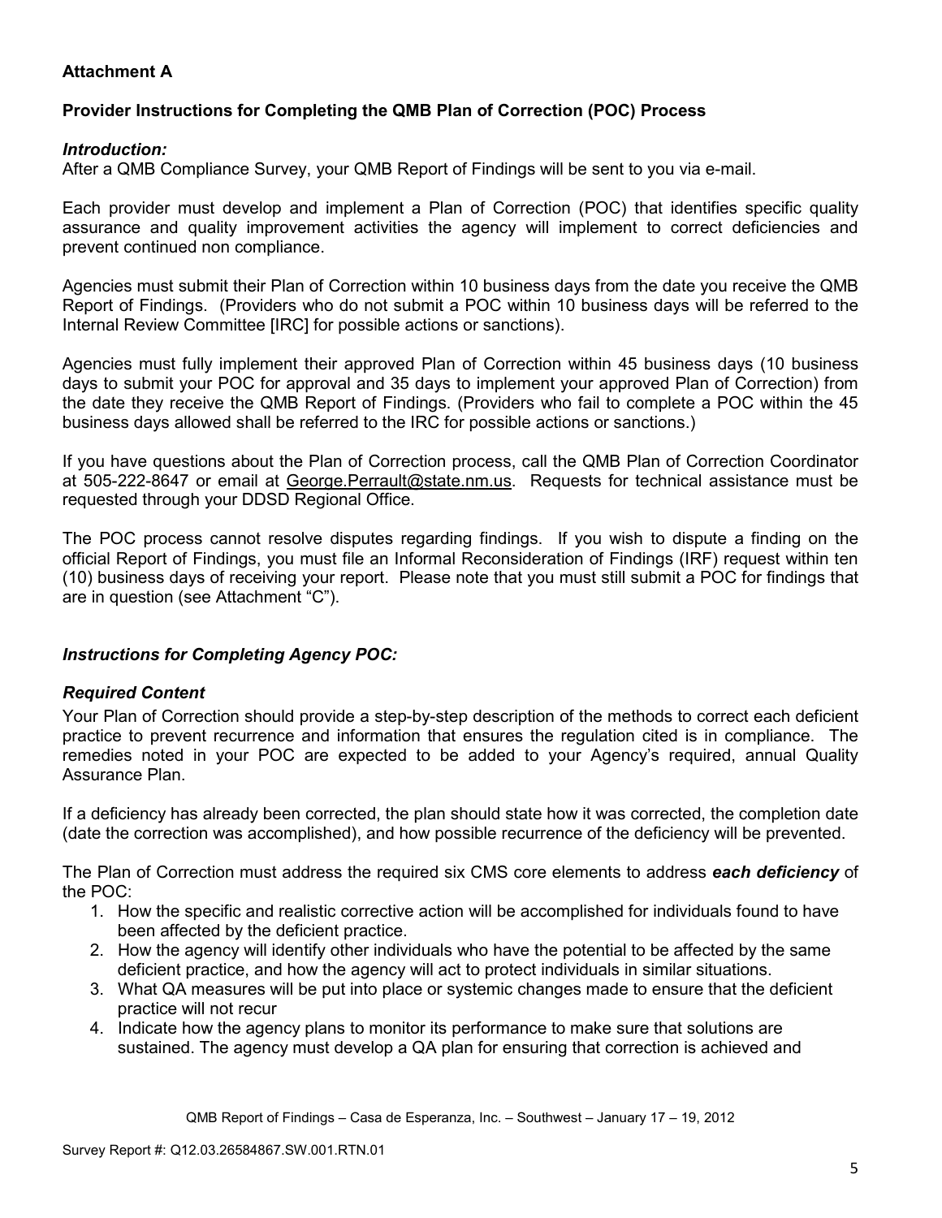**Attachment A**

**Provider Instructions for Completing the QMB Plan of Correction (POC) Process**

***Introduction:***

After a QMB Compliance Survey, your QMB Report of Findings will be sent to you via e-mail.

Each provider must develop and implement a Plan of Correction (POC) that identifies specific quality assurance and quality improvement activities the agency will implement to correct deficiencies and prevent continued non compliance.

Agencies must submit their Plan of Correction within 10 business days from the date you receive the QMB Report of Findings. (Providers who do not submit a POC within 10 business days will be referred to the Internal Review Committee [IRC] for possible actions or sanctions).

Agencies must fully implement their approved Plan of Correction within 45 business days (10 business days to submit your POC for approval and 35 days to implement your approved Plan of Correction) from the date they receive the QMB Report of Findings. (Providers who fail to complete a POC within the 45 business days allowed shall be referred to the IRC for possible actions or sanctions.)

If you have questions about the Plan of Correction process, call the QMB Plan of Correction Coordinator at 505-222-8647 or email at George.Perrault@state.nm.us. Requests for technical assistance must be requested through your DDSD Regional Office.

The POC process cannot resolve disputes regarding findings. If you wish to dispute a finding on the official Report of Findings, you must file an Informal Reconsideration of Findings (IRF) request within ten (10) business days of receiving your report. Please note that you must still submit a POC for findings that are in question (see Attachment "C").

***Instructions for Completing Agency POC:***

***Required Content***

Your Plan of Correction should provide a step-by-step description of the methods to correct each deficient practice to prevent recurrence and information that ensures the regulation cited is in compliance. The remedies noted in your POC are expected to be added to your Agency's required, annual Quality Assurance Plan.

If a deficiency has already been corrected, the plan should state how it was corrected, the completion date (date the correction was accomplished), and how possible recurrence of the deficiency will be prevented.

The Plan of Correction must address the required six CMS core elements to address ***each deficiency*** of the POC:

1. How the specific and realistic corrective action will be accomplished for individuals found to have been affected by the deficient practice.
2. How the agency will identify other individuals who have the potential to be affected by the same deficient practice, and how the agency will act to protect individuals in similar situations.
3. What QA measures will be put into place or systemic changes made to ensure that the deficient practice will not recur
4. Indicate how the agency plans to monitor its performance to make sure that solutions are sustained. The agency must develop a QA plan for ensuring that correction is achieved and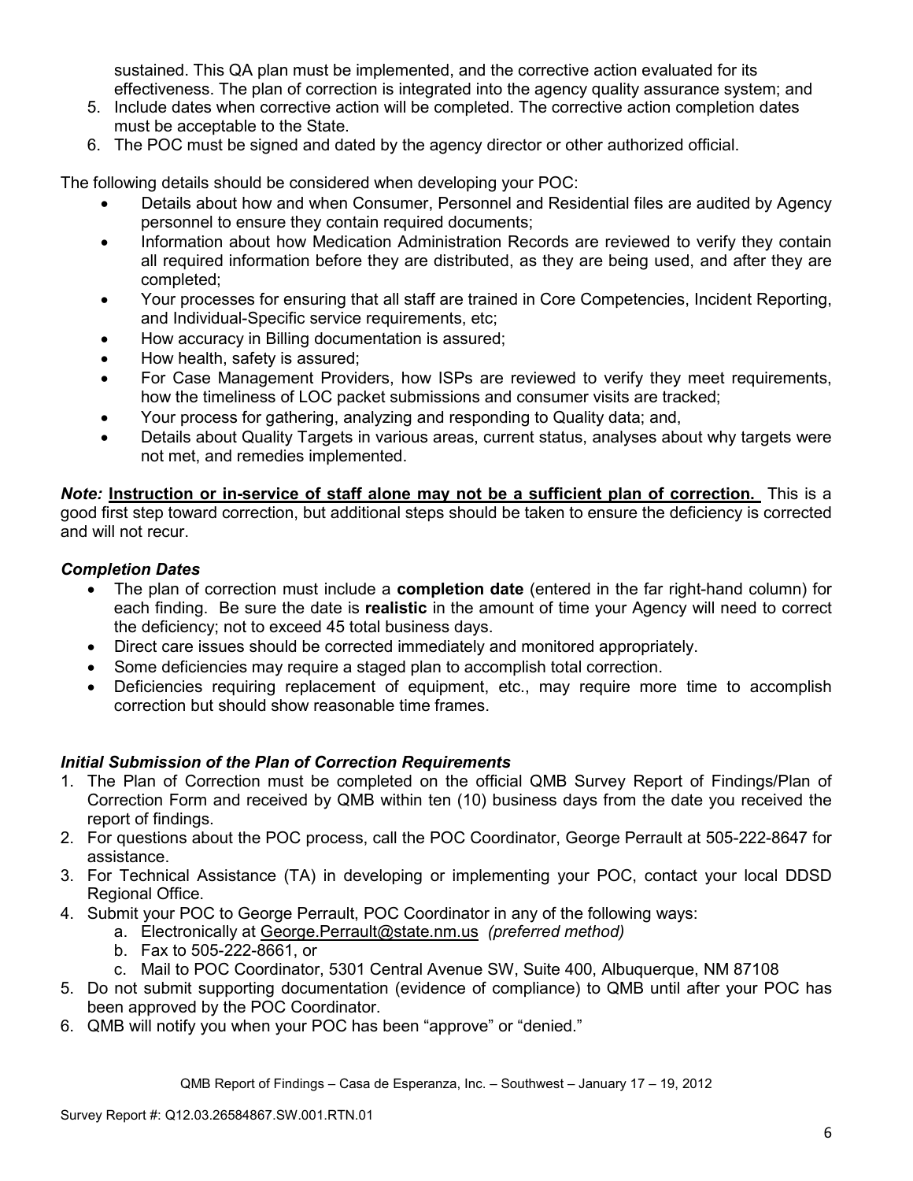sustained. This QA plan must be implemented, and the corrective action evaluated for its effectiveness. The plan of correction is integrated into the agency quality assurance system; and

5. Include dates when corrective action will be completed. The corrective action completion dates must be acceptable to the State.
6. The POC must be signed and dated by the agency director or other authorized official.

The following details should be considered when developing your POC:

- Details about how and when Consumer, Personnel and Residential files are audited by Agency personnel to ensure they contain required documents;
- Information about how Medication Administration Records are reviewed to verify they contain all required information before they are distributed, as they are being used, and after they are completed;
- Your processes for ensuring that all staff are trained in Core Competencies, Incident Reporting, and Individual-Specific service requirements, etc;
- How accuracy in Billing documentation is assured;
- How health, safety is assured;
- For Case Management Providers, how ISPs are reviewed to verify they meet requirements, how the timeliness of LOC packet submissions and consumer visits are tracked;
- Your process for gathering, analyzing and responding to Quality data; and,
- Details about Quality Targets in various areas, current status, analyses about why targets were not met, and remedies implemented.

***Note:*** **Instruction or in-service of staff alone may not be a sufficient plan of correction.** This is a good first step toward correction, but additional steps should be taken to ensure the deficiency is corrected and will not recur.

### *Completion Dates*

- The plan of correction must include a **completion date** (entered in the far right-hand column) for each finding. Be sure the date is **realistic** in the amount of time your Agency will need to correct the deficiency; not to exceed 45 total business days.
- Direct care issues should be corrected immediately and monitored appropriately.
- Some deficiencies may require a staged plan to accomplish total correction.
- Deficiencies requiring replacement of equipment, etc., may require more time to accomplish correction but should show reasonable time frames.

### *Initial Submission of the Plan of Correction Requirements*

1. The Plan of Correction must be completed on the official QMB Survey Report of Findings/Plan of Correction Form and received by QMB within ten (10) business days from the date you received the report of findings.
2. For questions about the POC process, call the POC Coordinator, George Perrault at 505-222-8647 for assistance.
3. For Technical Assistance (TA) in developing or implementing your POC, contact your local DDSD Regional Office.
4. Submit your POC to George Perrault, POC Coordinator in any of the following ways:
   a. Electronically at George.Perrault@state.nm.us *(preferred method)*
   b. Fax to 505-222-8661, or
   c. Mail to POC Coordinator, 5301 Central Avenue SW, Suite 400, Albuquerque, NM 87108
5. Do not submit supporting documentation (evidence of compliance) to QMB until after your POC has been approved by the POC Coordinator.
6. QMB will notify you when your POC has been "approve" or "denied."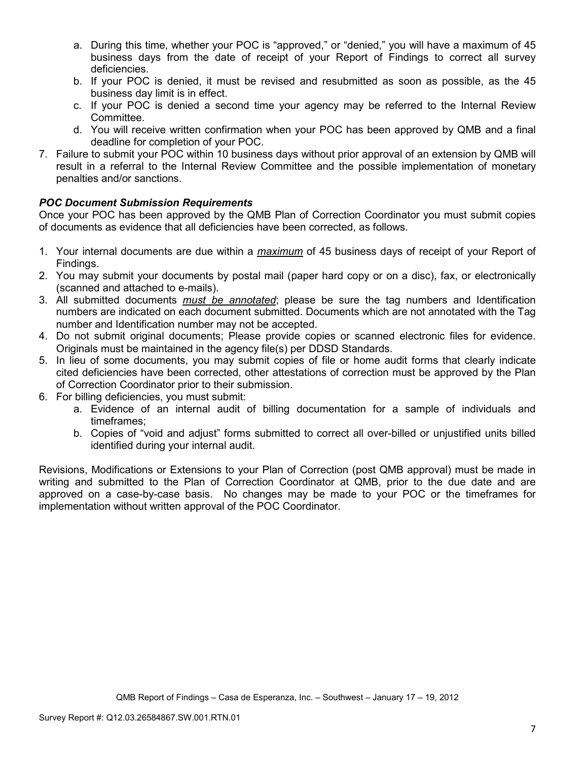a. During this time, whether your POC is "approved," or "denied," you will have a maximum of 45 business days from the date of receipt of your Report of Findings to correct all survey deficiencies.
   b. If your POC is denied, it must be revised and resubmitted as soon as possible, as the 45 business day limit is in effect.
   c. If your POC is denied a second time your agency may be referred to the Internal Review Committee.
   d. You will receive written confirmation when your POC has been approved by QMB and a final deadline for completion of your POC.
7. Failure to submit your POC within 10 business days without prior approval of an extension by QMB will result in a referral to the Internal Review Committee and the possible implementation of monetary penalties and/or sanctions.

***POC Document Submission Requirements***

Once your POC has been approved by the QMB Plan of Correction Coordinator you must submit copies of documents as evidence that all deficiencies have been corrected, as follows.

1. Your internal documents are due within a *maximum* of 45 business days of receipt of your Report of Findings.
2. You may submit your documents by postal mail (paper hard copy or on a disc), fax, or electronically (scanned and attached to e-mails).
3. All submitted documents *must be annotated*; please be sure the tag numbers and Identification numbers are indicated on each document submitted. Documents which are not annotated with the Tag number and Identification number may not be accepted.
4. Do not submit original documents; Please provide copies or scanned electronic files for evidence. Originals must be maintained in the agency file(s) per DDSD Standards.
5. In lieu of some documents, you may submit copies of file or home audit forms that clearly indicate cited deficiencies have been corrected, other attestations of correction must be approved by the Plan of Correction Coordinator prior to their submission.
6. For billing deficiencies, you must submit:
   a. Evidence of an internal audit of billing documentation for a sample of individuals and timeframes;
   b. Copies of "void and adjust" forms submitted to correct all over-billed or unjustified units billed identified during your internal audit.

Revisions, Modifications or Extensions to your Plan of Correction (post QMB approval) must be made in writing and submitted to the Plan of Correction Coordinator at QMB, prior to the due date and are approved on a case-by-case basis. No changes may be made to your POC or the timeframes for implementation without written approval of the POC Coordinator.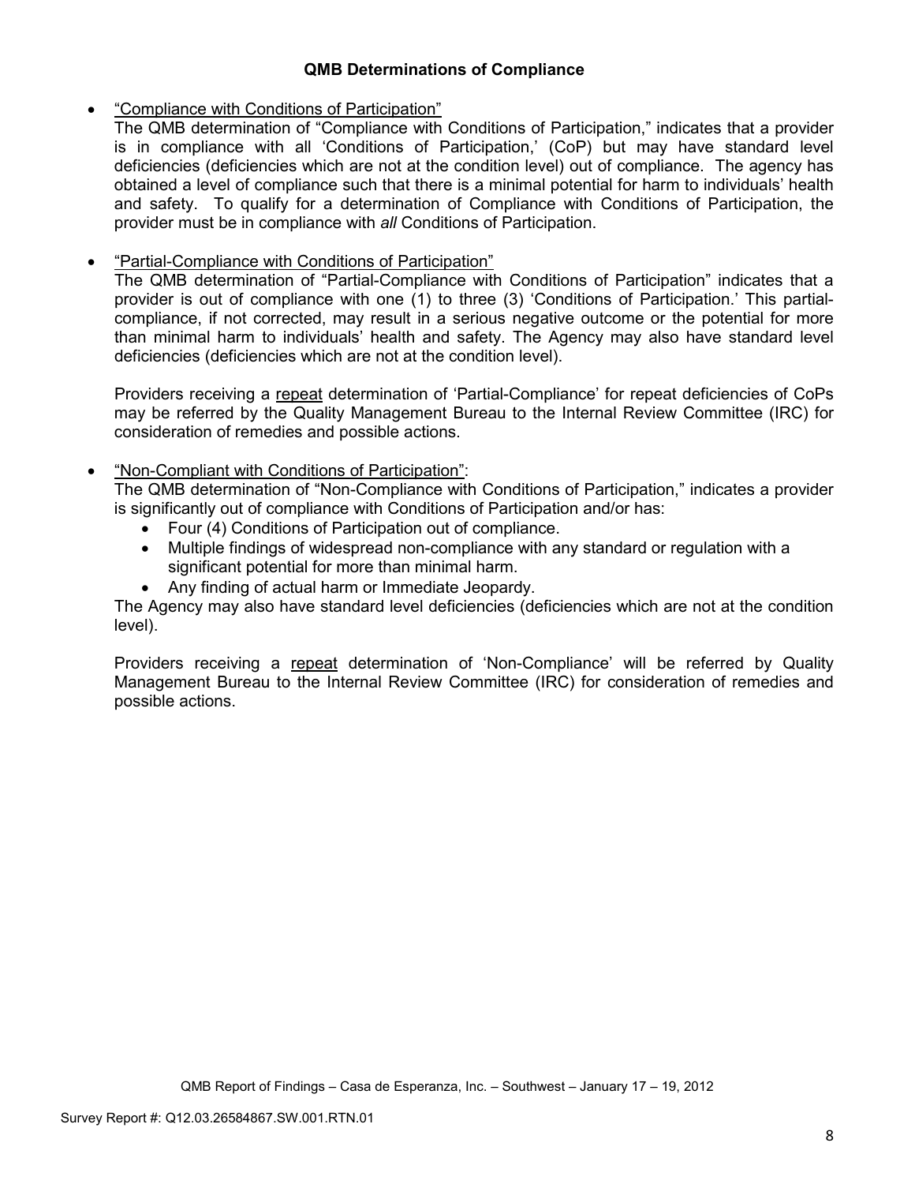**QMB Determinations of Compliance**

- <u>"Compliance with Conditions of Participation"</u>
  The QMB determination of "Compliance with Conditions of Participation," indicates that a provider is in compliance with all 'Conditions of Participation,' (CoP) but may have standard level deficiencies (deficiencies which are not at the condition level) out of compliance. The agency has obtained a level of compliance such that there is a minimal potential for harm to individuals' health and safety. To qualify for a determination of Compliance with Conditions of Participation, the provider must be in compliance with *all* Conditions of Participation.

- <u>"Partial-Compliance with Conditions of Participation"</u>
  The QMB determination of "Partial-Compliance with Conditions of Participation" indicates that a provider is out of compliance with one (1) to three (3) 'Conditions of Participation.' This partial-compliance, if not corrected, may result in a serious negative outcome or the potential for more than minimal harm to individuals' health and safety. The Agency may also have standard level deficiencies (deficiencies which are not at the condition level).

  Providers receiving a <u>repeat</u> determination of 'Partial-Compliance' for repeat deficiencies of CoPs may be referred by the Quality Management Bureau to the Internal Review Committee (IRC) for consideration of remedies and possible actions.

- <u>"Non-Compliant with Conditions of Participation"</u>:
  The QMB determination of "Non-Compliance with Conditions of Participation," indicates a provider is significantly out of compliance with Conditions of Participation and/or has:
  - Four (4) Conditions of Participation out of compliance.
  - Multiple findings of widespread non-compliance with any standard or regulation with a significant potential for more than minimal harm.
  - Any finding of actual harm or Immediate Jeopardy.

  The Agency may also have standard level deficiencies (deficiencies which are not at the condition level).

  Providers receiving a <u>repeat</u> determination of 'Non-Compliance' will be referred by Quality Management Bureau to the Internal Review Committee (IRC) for consideration of remedies and possible actions.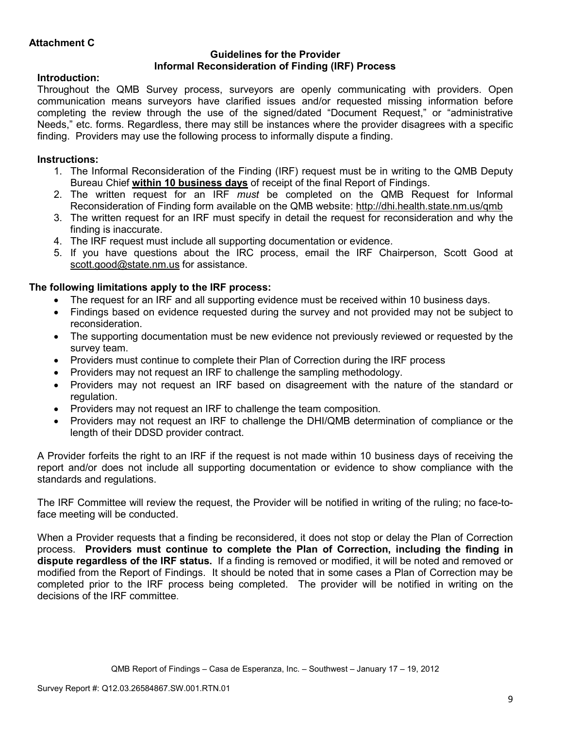**Attachment C**

**Guidelines for the Provider**
**Informal Reconsideration of Finding (IRF) Process**

**Introduction:**

Throughout the QMB Survey process, surveyors are openly communicating with providers. Open communication means surveyors have clarified issues and/or requested missing information before completing the review through the use of the signed/dated "Document Request," or "administrative Needs," etc. forms. Regardless, there may still be instances where the provider disagrees with a specific finding. Providers may use the following process to informally dispute a finding.

**Instructions:**

1. The Informal Reconsideration of the Finding (IRF) request must be in writing to the QMB Deputy Bureau Chief **within 10 business days** of receipt of the final Report of Findings.
2. The written request for an IRF *must* be completed on the QMB Request for Informal Reconsideration of Finding form available on the QMB website: http://dhi.health.state.nm.us/qmb
3. The written request for an IRF must specify in detail the request for reconsideration and why the finding is inaccurate.
4. The IRF request must include all supporting documentation or evidence.
5. If you have questions about the IRC process, email the IRF Chairperson, Scott Good at scott.good@state.nm.us for assistance.

**The following limitations apply to the IRF process:**

- The request for an IRF and all supporting evidence must be received within 10 business days.
- Findings based on evidence requested during the survey and not provided may not be subject to reconsideration.
- The supporting documentation must be new evidence not previously reviewed or requested by the survey team.
- Providers must continue to complete their Plan of Correction during the IRF process
- Providers may not request an IRF to challenge the sampling methodology.
- Providers may not request an IRF based on disagreement with the nature of the standard or regulation.
- Providers may not request an IRF to challenge the team composition.
- Providers may not request an IRF to challenge the DHI/QMB determination of compliance or the length of their DDSD provider contract.

A Provider forfeits the right to an IRF if the request is not made within 10 business days of receiving the report and/or does not include all supporting documentation or evidence to show compliance with the standards and regulations.

The IRF Committee will review the request, the Provider will be notified in writing of the ruling; no face-to-face meeting will be conducted.

When a Provider requests that a finding be reconsidered, it does not stop or delay the Plan of Correction process. **Providers must continue to complete the Plan of Correction, including the finding in dispute regardless of the IRF status.** If a finding is removed or modified, it will be noted and removed or modified from the Report of Findings. It should be noted that in some cases a Plan of Correction may be completed prior to the IRF process being completed. The provider will be notified in writing on the decisions of the IRF committee.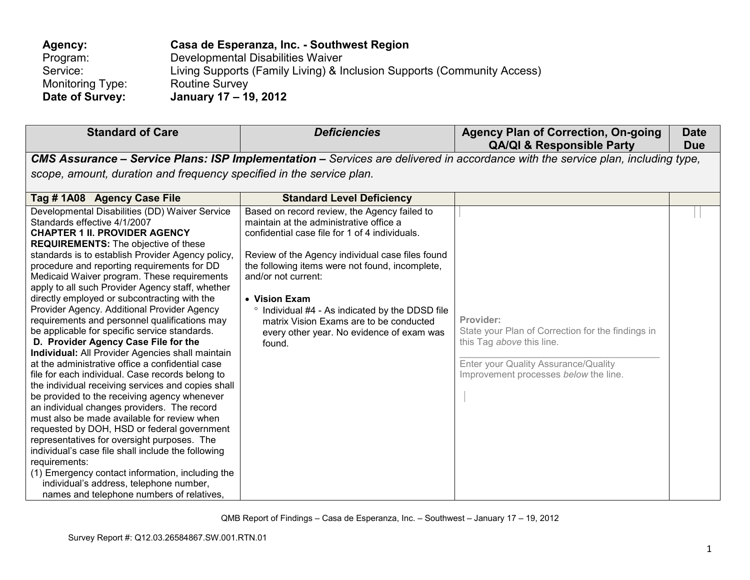**Agency:** **Casa de Esperanza, Inc. - Southwest Region**
Program: Developmental Disabilities Waiver
Service: Living Supports (Family Living) & Inclusion Supports (Community Access)
Monitoring Type: Routine Survey
**Date of Survey:** **January 17 – 19, 2012**

| Standard of Care | *Deficiencies* | Agency Plan of Correction, On-going QA/QI & Responsible Party | Date Due |
|---|---|---|---|
| ***CMS Assurance – Service Plans: ISP Implementation –*** *Services are delivered in accordance with the service plan, including type, scope, amount, duration and frequency specified in the service plan.* | | | |
| **Tag # 1A08 Agency Case File** | **Standard Level Deficiency** | | |
| Developmental Disabilities (DD) Waiver Service Standards effective 4/1/2007<br>**CHAPTER 1 II. PROVIDER AGENCY REQUIREMENTS:** The objective of these standards is to establish Provider Agency policy, procedure and reporting requirements for DD Medicaid Waiver program. These requirements apply to all such Provider Agency staff, whether directly employed or subcontracting with the Provider Agency. Additional Provider Agency requirements and personnel qualifications may be applicable for specific service standards.<br>**D. Provider Agency Case File for the Individual:** All Provider Agencies shall maintain at the administrative office a confidential case file for each individual. Case records belong to the individual receiving services and copies shall be provided to the receiving agency whenever an individual changes providers. The record must also be made available for review when requested by DOH, HSD or federal government representatives for oversight purposes. The individual's case file shall include the following requirements:<br>(1) Emergency contact information, including the individual's address, telephone number, names and telephone numbers of relatives, | Based on record review, the Agency failed to maintain at the administrative office a confidential case file for 1 of 4 individuals.<br><br>Review of the Agency individual case files found the following items were not found, incomplete, and/or not current:<br><br>• **Vision Exam**<br>  ° Individual #4 - As indicated by the DDSD file matrix Vision Exams are to be conducted every other year. No evidence of exam was found. | **Provider:**<br>State your Plan of Correction for the findings in this Tag *above* this line.<br>\_\_\_\_\_\_\_\_\_\_\_\_\_\_\_\_\_\_\_\_\_\_\_\_\_\_\_\_\_\_\_\_\_\_<br>Enter your Quality Assurance/Quality Improvement processes *below* the line. | |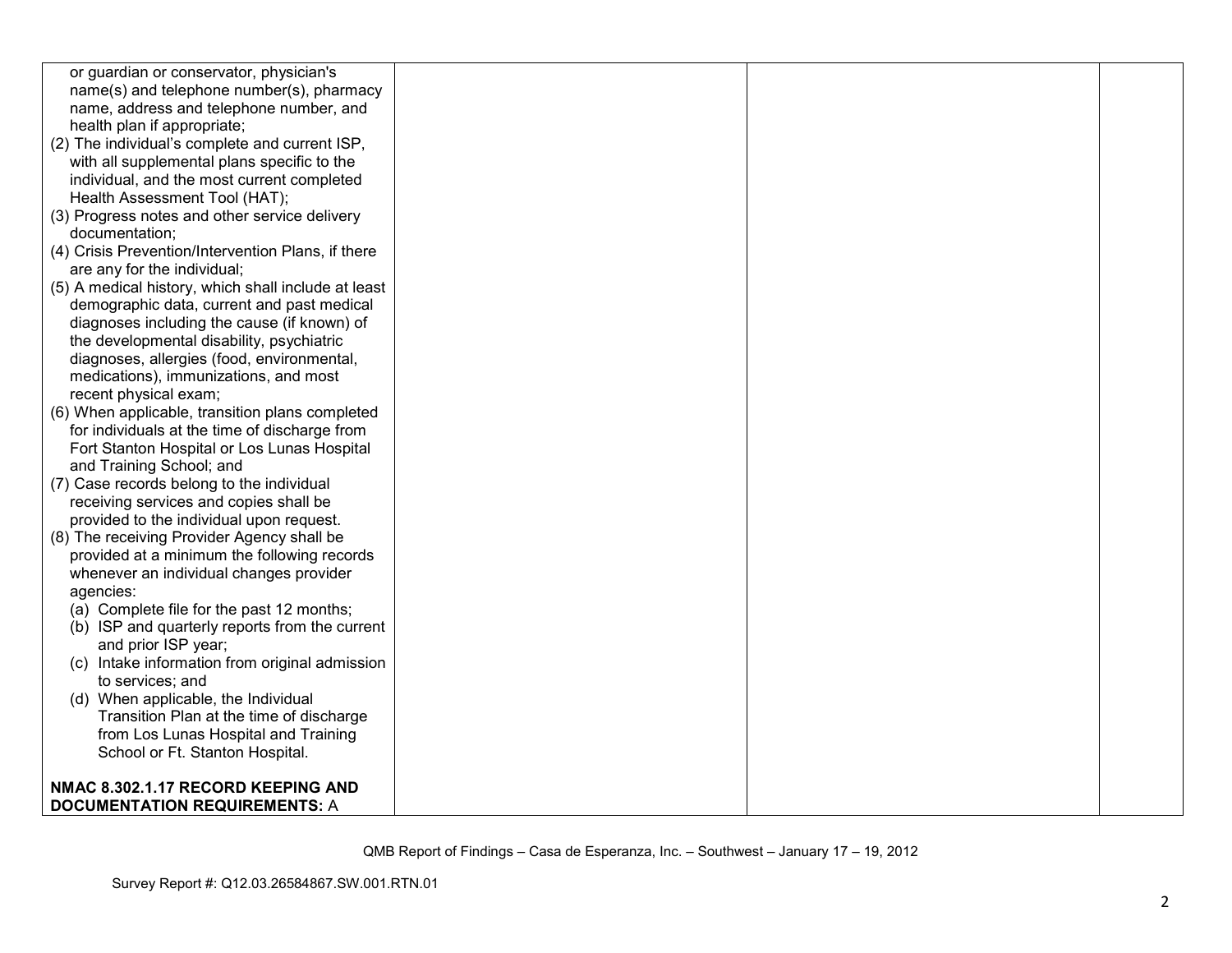| | | | |
|---|---|---|---|
| or guardian or conservator, physician's name(s) and telephone number(s), pharmacy name, address and telephone number, and health plan if appropriate;<br>(2) The individual's complete and current ISP, with all supplemental plans specific to the individual, and the most current completed Health Assessment Tool (HAT);<br>(3) Progress notes and other service delivery documentation;<br>(4) Crisis Prevention/Intervention Plans, if there are any for the individual;<br>(5) A medical history, which shall include at least demographic data, current and past medical diagnoses including the cause (if known) of the developmental disability, psychiatric diagnoses, allergies (food, environmental, medications), immunizations, and most recent physical exam;<br>(6) When applicable, transition plans completed for individuals at the time of discharge from Fort Stanton Hospital or Los Lunas Hospital and Training School; and<br>(7) Case records belong to the individual receiving services and copies shall be provided to the individual upon request.<br>(8) The receiving Provider Agency shall be provided at a minimum the following records whenever an individual changes provider agencies:<br>(a) Complete file for the past 12 months;<br>(b) ISP and quarterly reports from the current and prior ISP year;<br>(c) Intake information from original admission to services; and<br>(d) When applicable, the Individual Transition Plan at the time of discharge from Los Lunas Hospital and Training School or Ft. Stanton Hospital.<br><br>**NMAC 8.302.1.17 RECORD KEEPING AND DOCUMENTATION REQUIREMENTS:** A | | | |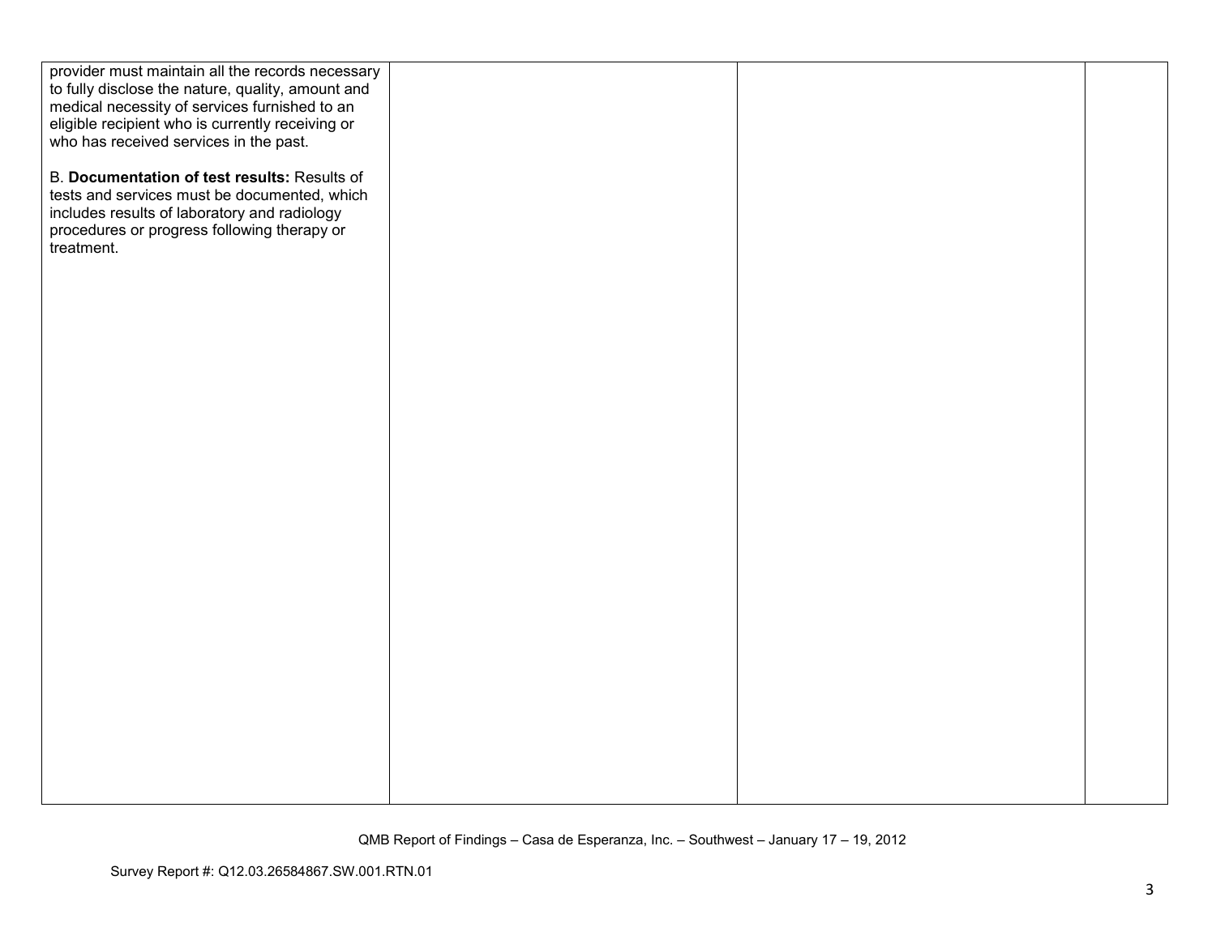| | | | |
|---|---|---|---|
| provider must maintain all the records necessary to fully disclose the nature, quality, amount and medical necessity of services furnished to an eligible recipient who is currently receiving or who has received services in the past.<br><br>B. **Documentation of test results:** Results of tests and services must be documented, which includes results of laboratory and radiology procedures or progress following therapy or treatment. | | | |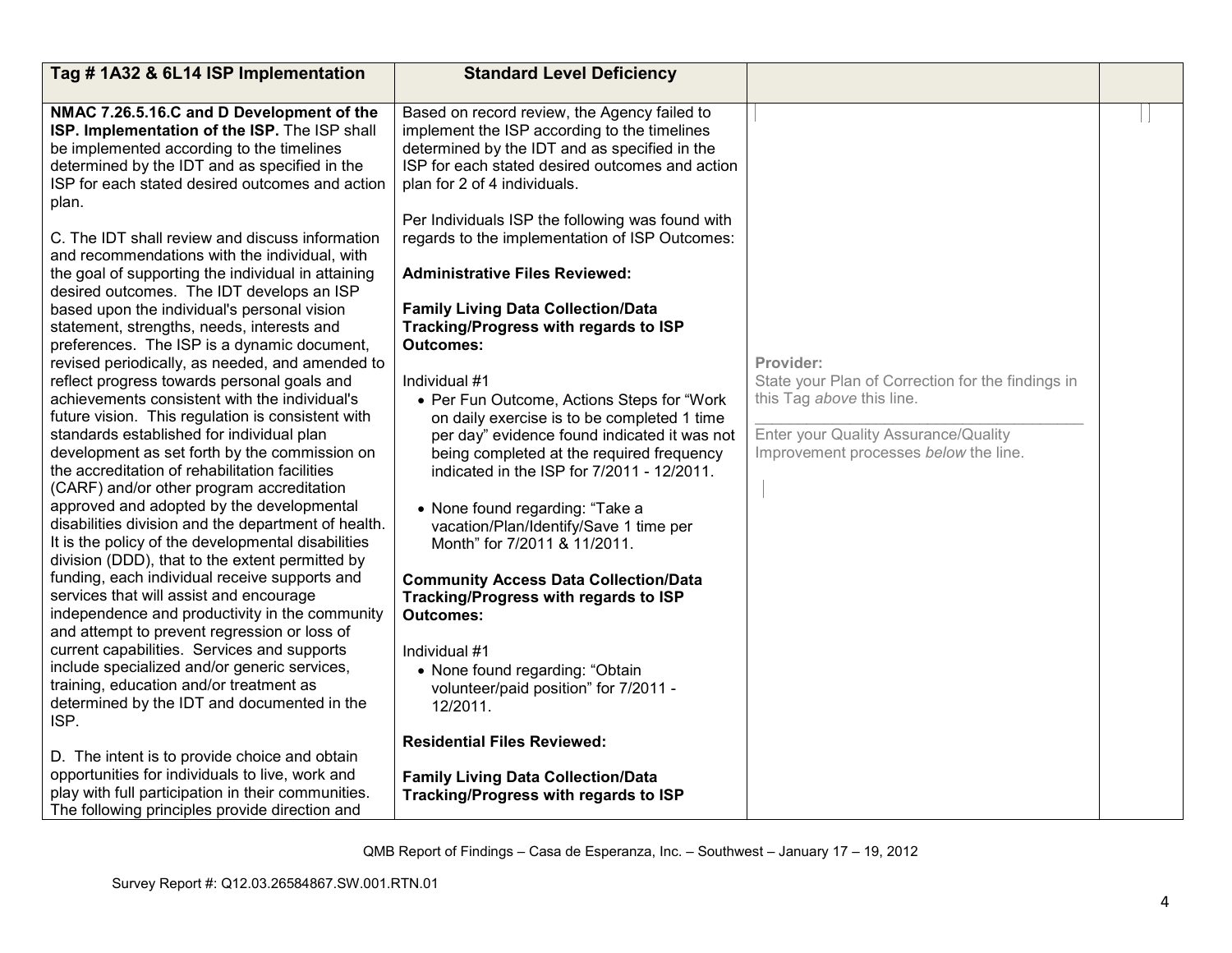| Tag # 1A32 & 6L14 ISP Implementation | Standard Level Deficiency | | |
|---|---|---|---|
| **NMAC 7.26.5.16.C and D Development of the ISP. Implementation of the ISP.** The ISP shall be implemented according to the timelines determined by the IDT and as specified in the ISP for each stated desired outcomes and action plan.<br><br>C. The IDT shall review and discuss information and recommendations with the individual, with the goal of supporting the individual in attaining desired outcomes. The IDT develops an ISP based upon the individual's personal vision statement, strengths, needs, interests and preferences. The ISP is a dynamic document, revised periodically, as needed, and amended to reflect progress towards personal goals and achievements consistent with the individual's future vision. This regulation is consistent with standards established for individual plan development as set forth by the commission on the accreditation of rehabilitation facilities (CARF) and/or other program accreditation approved and adopted by the developmental disabilities division and the department of health. It is the policy of the developmental disabilities division (DDD), that to the extent permitted by funding, each individual receive supports and services that will assist and encourage independence and productivity in the community and attempt to prevent regression or loss of current capabilities. Services and supports include specialized and/or generic services, training, education and/or treatment as determined by the IDT and documented in the ISP.<br><br>D. The intent is to provide choice and obtain opportunities for individuals to live, work and play with full participation in their communities. The following principles provide direction and | Based on record review, the Agency failed to implement the ISP according to the timelines determined by the IDT and as specified in the ISP for each stated desired outcomes and action plan for 2 of 4 individuals.<br><br>Per Individuals ISP the following was found with regards to the implementation of ISP Outcomes:<br><br>**Administrative Files Reviewed:**<br><br>**Family Living Data Collection/Data Tracking/Progress with regards to ISP Outcomes:**<br><br>Individual #1<br>• Per Fun Outcome, Actions Steps for "Work on daily exercise is to be completed 1 time per day" evidence found indicated it was not being completed at the required frequency indicated in the ISP for 7/2011 - 12/2011.<br><br>• None found regarding: "Take a vacation/Plan/Identify/Save 1 time per Month" for 7/2011 & 11/2011.<br><br>**Community Access Data Collection/Data Tracking/Progress with regards to ISP Outcomes:**<br><br>Individual #1<br>• None found regarding: "Obtain volunteer/paid position" for 7/2011 - 12/2011.<br><br>**Residential Files Reviewed:**<br><br>**Family Living Data Collection/Data Tracking/Progress with regards to ISP** | **Provider:**<br>State your Plan of Correction for the findings in this Tag *above* this line.<br><br>______________________________<br>Enter your Quality Assurance/Quality Improvement processes *below* the line. | |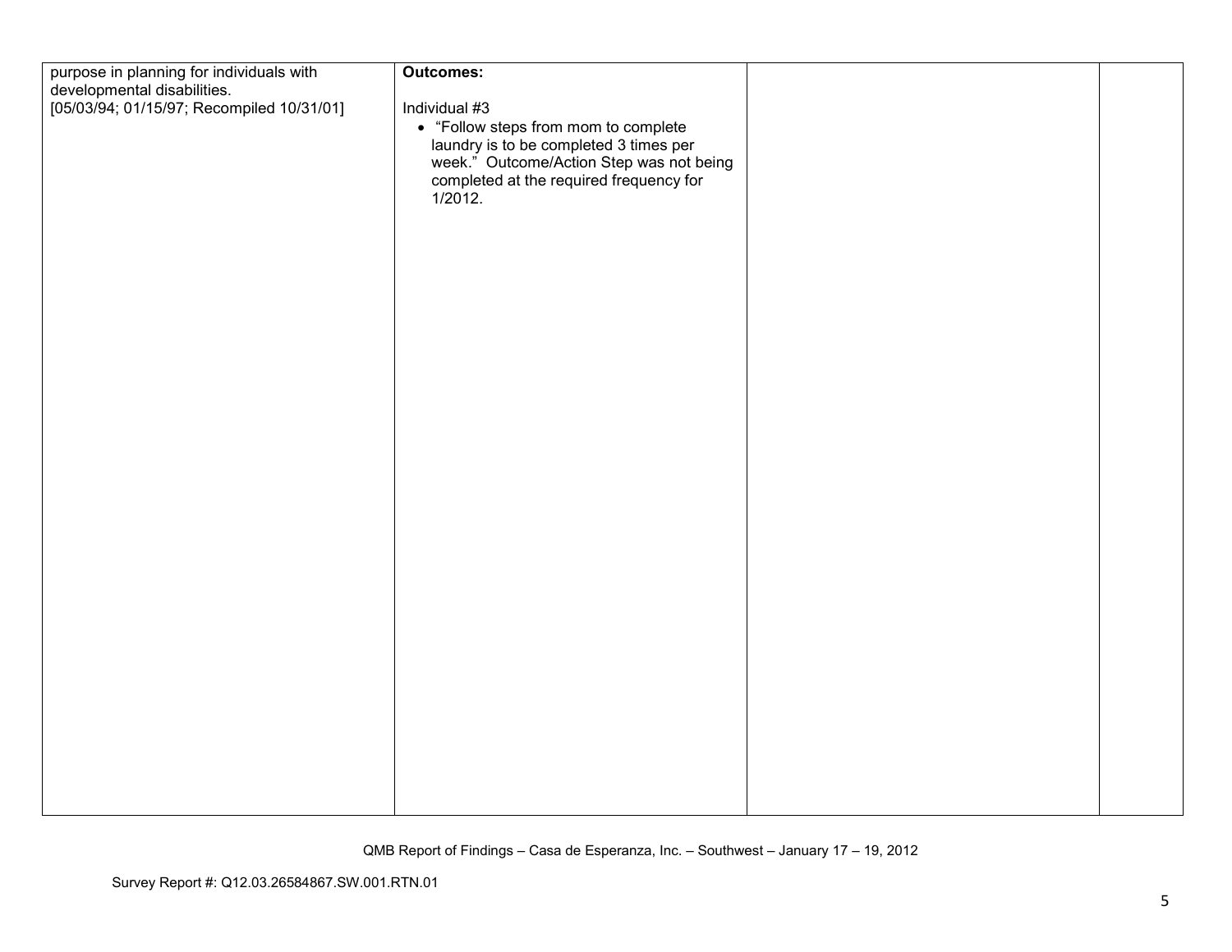| | | | |
|---|---|---|---|
| purpose in planning for individuals with developmental disabilities.<br>[05/03/94; 01/15/97; Recompiled 10/31/01] | **Outcomes:**<br><br>Individual #3<br>• "Follow steps from mom to complete laundry is to be completed 3 times per week." Outcome/Action Step was not being completed at the required frequency for 1/2012. | | |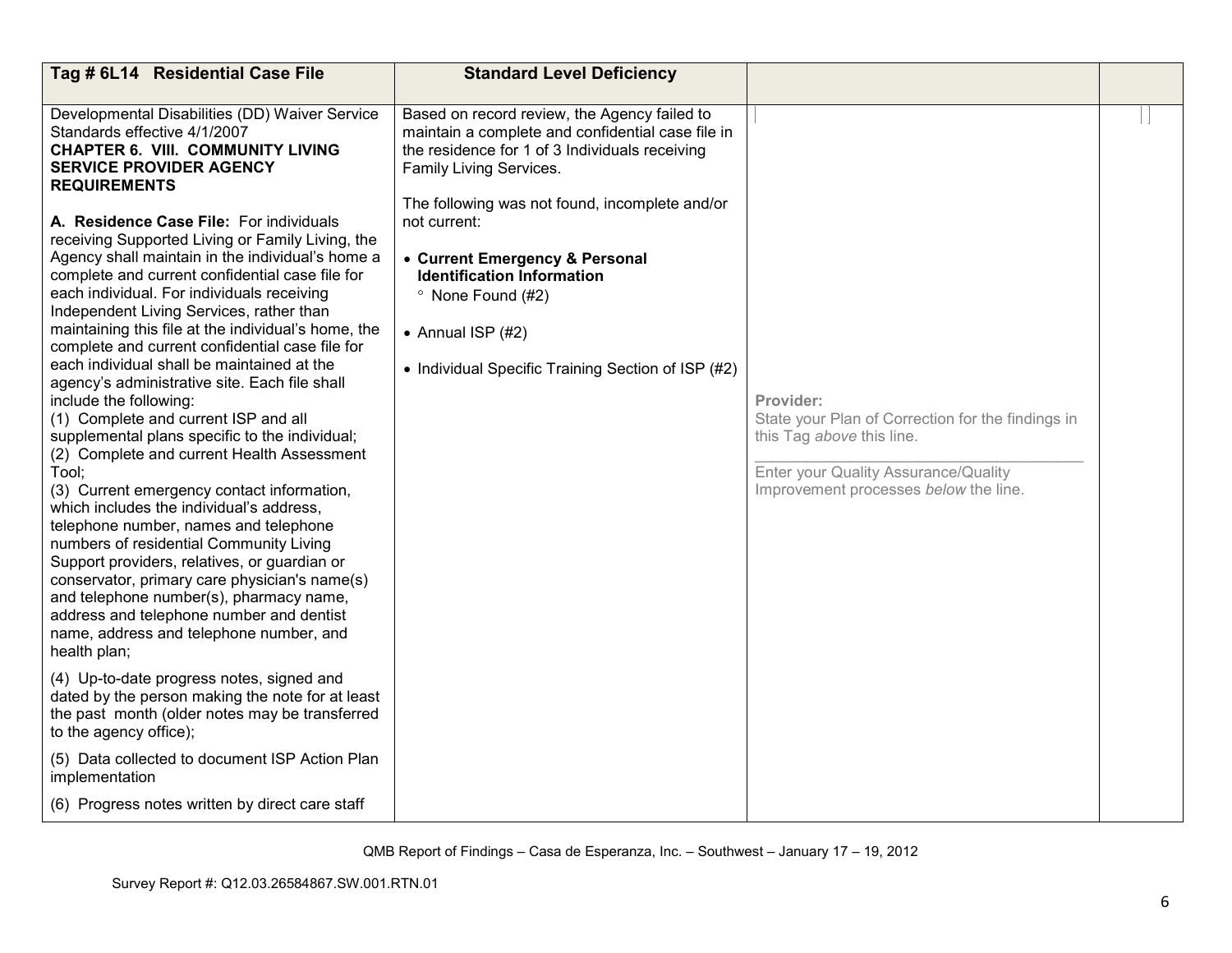| Tag # 6L14 Residential Case File | Standard Level Deficiency | | |
|---|---|---|---|
| Developmental Disabilities (DD) Waiver Service Standards effective 4/1/2007<br>**CHAPTER 6. VIII. COMMUNITY LIVING SERVICE PROVIDER AGENCY REQUIREMENTS**<br><br>**A. Residence Case File:** For individuals receiving Supported Living or Family Living, the Agency shall maintain in the individual's home a complete and current confidential case file for each individual. For individuals receiving Independent Living Services, rather than maintaining this file at the individual's home, the complete and current confidential case file for each individual shall be maintained at the agency's administrative site. Each file shall include the following:<br>(1) Complete and current ISP and all supplemental plans specific to the individual;<br>(2) Complete and current Health Assessment Tool;<br>(3) Current emergency contact information, which includes the individual's address, telephone number, names and telephone numbers of residential Community Living Support providers, relatives, or guardian or conservator, primary care physician's name(s) and telephone number(s), pharmacy name, address and telephone number and dentist name, address and telephone number, and health plan;<br><br>(4) Up-to-date progress notes, signed and dated by the person making the note for at least the past month (older notes may be transferred to the agency office);<br><br>(5) Data collected to document ISP Action Plan implementation<br><br>(6) Progress notes written by direct care staff | Based on record review, the Agency failed to maintain a complete and confidential case file in the residence for 1 of 3 Individuals receiving Family Living Services.<br><br>The following was not found, incomplete and/or not current:<br><br>• **Current Emergency & Personal Identification Information**<br>° None Found (#2)<br><br>• Annual ISP (#2)<br><br>• Individual Specific Training Section of ISP (#2) | **Provider:**<br>State your Plan of Correction for the findings in this Tag *above* this line.<br>\_\_\_\_\_\_\_\_\_\_\_\_\_\_\_\_\_\_\_\_\_\_\_\_\_\_\_\_\_\_\_\_\_\_\_\_\_\_<br>Enter your Quality Assurance/Quality Improvement processes *below* the line. | |

QMB Report of Findings – Casa de Esperanza, Inc. – Southwest – January 17 – 19, 2012

Survey Report #: Q12.03.26584867.SW.001.RTN.01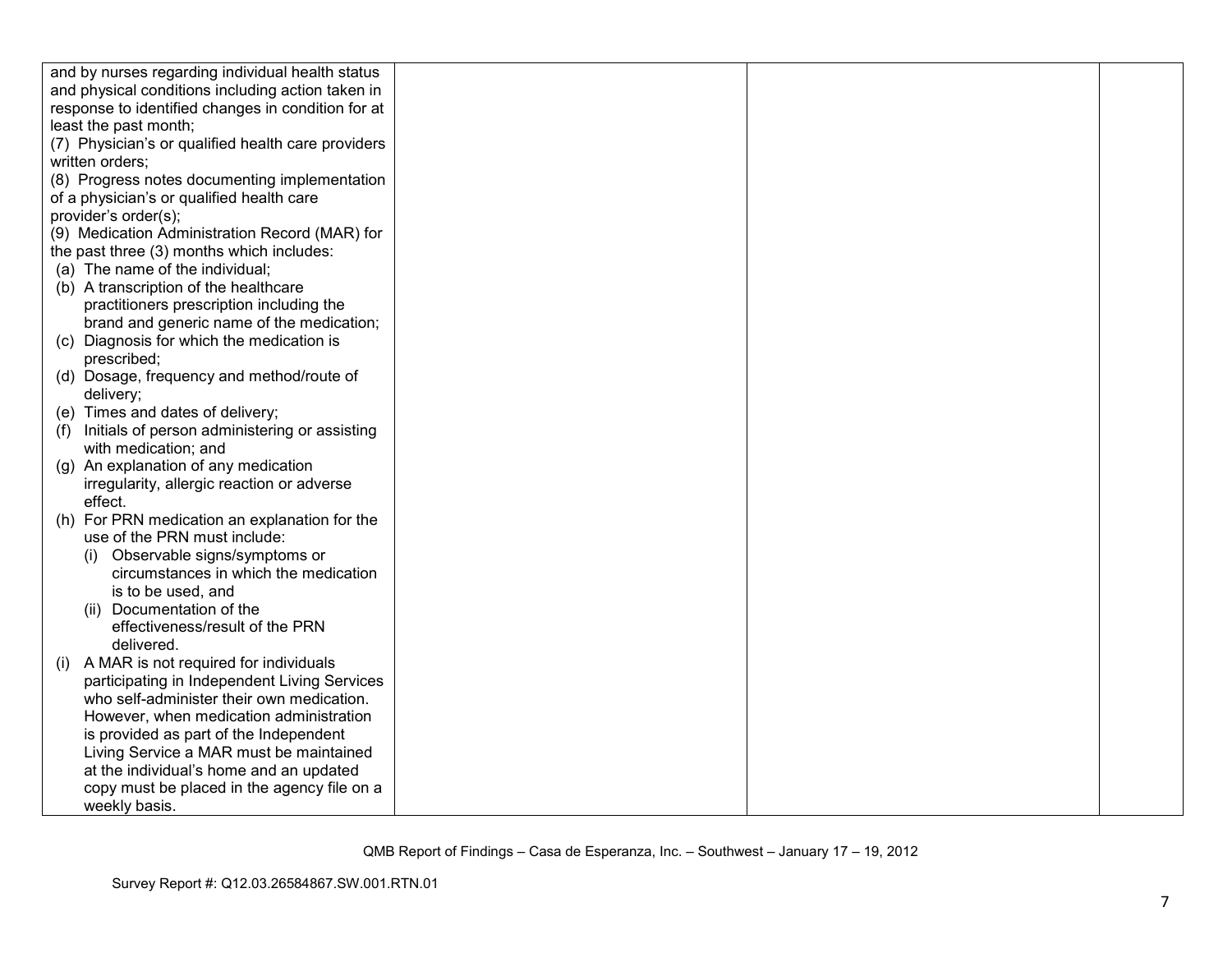| | | | |
|---|---|---|---|
| and by nurses regarding individual health status and physical conditions including action taken in response to identified changes in condition for at least the past month;<br>(7) Physician's or qualified health care providers written orders;<br>(8) Progress notes documenting implementation of a physician's or qualified health care provider's order(s);<br>(9) Medication Administration Record (MAR) for the past three (3) months which includes:<br>(a) The name of the individual;<br>(b) A transcription of the healthcare practitioners prescription including the brand and generic name of the medication;<br>(c) Diagnosis for which the medication is prescribed;<br>(d) Dosage, frequency and method/route of delivery;<br>(e) Times and dates of delivery;<br>(f) Initials of person administering or assisting with medication; and<br>(g) An explanation of any medication irregularity, allergic reaction or adverse effect.<br>(h) For PRN medication an explanation for the use of the PRN must include:<br>(i) Observable signs/symptoms or circumstances in which the medication is to be used, and<br>(ii) Documentation of the effectiveness/result of the PRN delivered.<br>(i) A MAR is not required for individuals participating in Independent Living Services who self-administer their own medication. However, when medication administration is provided as part of the Independent Living Service a MAR must be maintained at the individual's home and an updated copy must be placed in the agency file on a weekly basis. | | | |

QMB Report of Findings – Casa de Esperanza, Inc. – Southwest – January 17 – 19, 2012

Survey Report #: Q12.03.26584867.SW.001.RTN.01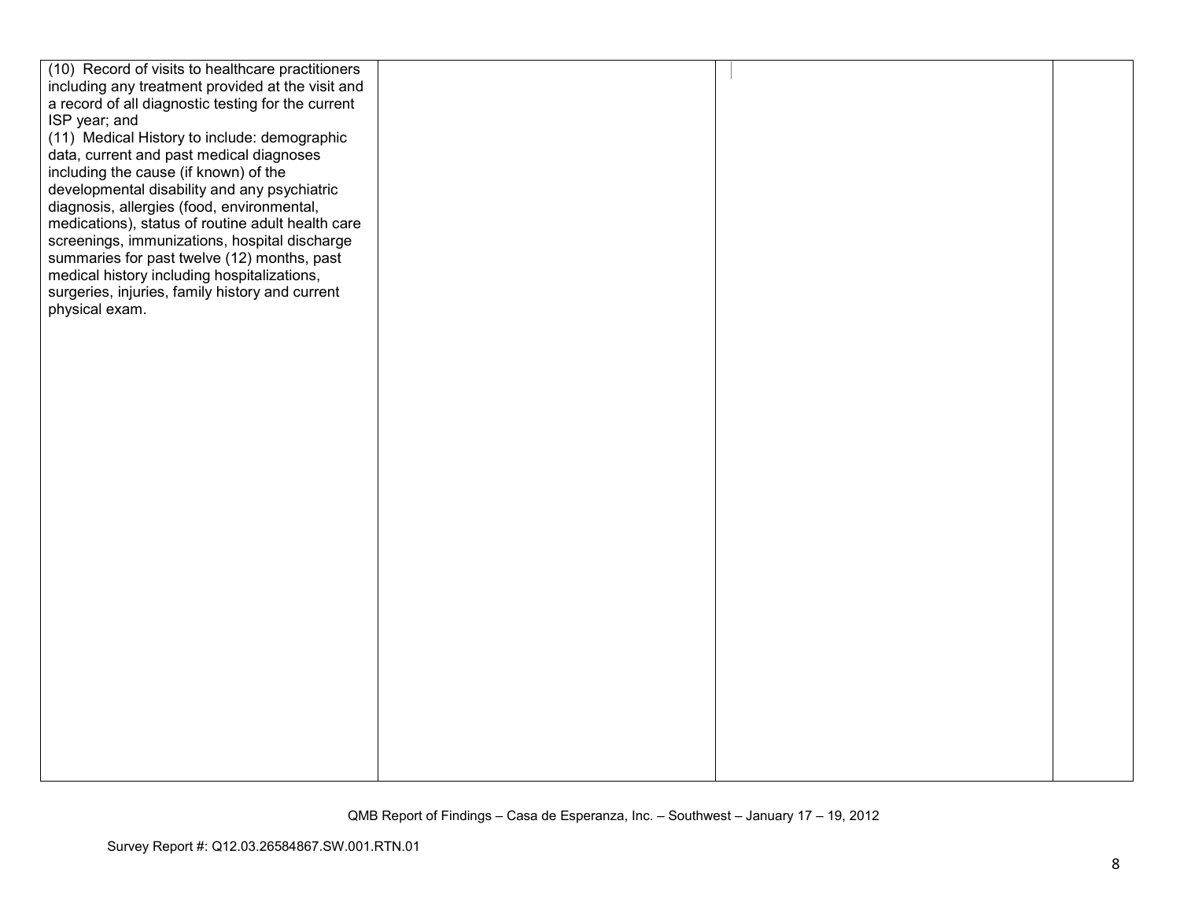| | | | |
|---|---|---|---|
| (10) Record of visits to healthcare practitioners including any treatment provided at the visit and a record of all diagnostic testing for the current ISP year; and<br>(11) Medical History to include: demographic data, current and past medical diagnoses including the cause (if known) of the developmental disability and any psychiatric diagnosis, allergies (food, environmental, medications), status of routine adult health care screenings, immunizations, hospital discharge summaries for past twelve (12) months, past medical history including hospitalizations, surgeries, injuries, family history and current physical exam. | | | |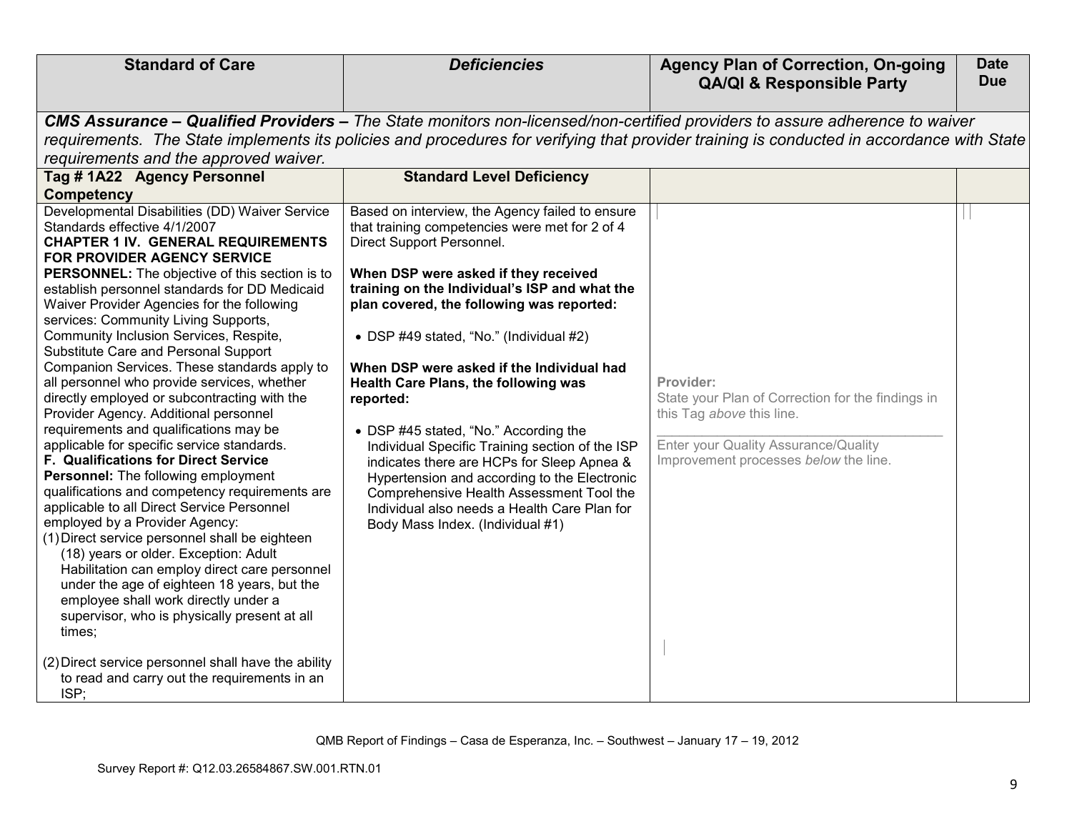| Standard of Care | *Deficiencies* | Agency Plan of Correction, On-going QA/QI & Responsible Party | Date Due |
|---|---|---|---|
| ***CMS Assurance – Qualified Providers –** The State monitors non-licensed/non-certified providers to assure adherence to waiver requirements. The State implements its policies and procedures for verifying that provider training is conducted in accordance with State requirements and the approved waiver.* | | | |
| **Tag # 1A22 Agency Personnel Competency** | **Standard Level Deficiency** | | |
| Developmental Disabilities (DD) Waiver Service Standards effective 4/1/2007<br>**CHAPTER 1 IV. GENERAL REQUIREMENTS FOR PROVIDER AGENCY SERVICE PERSONNEL:** The objective of this section is to establish personnel standards for DD Medicaid Waiver Provider Agencies for the following services: Community Living Supports, Community Inclusion Services, Respite, Substitute Care and Personal Support Companion Services. These standards apply to all personnel who provide services, whether directly employed or subcontracting with the Provider Agency. Additional personnel requirements and qualifications may be applicable for specific service standards.<br>**F. Qualifications for Direct Service Personnel:** The following employment qualifications and competency requirements are applicable to all Direct Service Personnel employed by a Provider Agency:<br>(1) Direct service personnel shall be eighteen (18) years or older. Exception: Adult Habilitation can employ direct care personnel under the age of eighteen 18 years, but the employee shall work directly under a supervisor, who is physically present at all times;<br><br>(2) Direct service personnel shall have the ability to read and carry out the requirements in an ISP; | Based on interview, the Agency failed to ensure that training competencies were met for 2 of 4 Direct Support Personnel.<br><br>**When DSP were asked if they received training on the Individual's ISP and what the plan covered, the following was reported:**<br><br>• DSP #49 stated, "No." (Individual #2)<br><br>**When DSP were asked if the Individual had Health Care Plans, the following was reported:**<br><br>• DSP #45 stated, "No." According the Individual Specific Training section of the ISP indicates there are HCPs for Sleep Apnea & Hypertension and according to the Electronic Comprehensive Health Assessment Tool the Individual also needs a Health Care Plan for Body Mass Index. (Individual #1) | Provider:<br>State your Plan of Correction for the findings in this Tag *above* this line.<br>\_\_\_\_\_\_\_\_\_\_\_\_\_\_\_\_\_\_\_\_\_\_\_\_\_\_\_\_\_\_\_\_\_\_\_\_\_<br>Enter your Quality Assurance/Quality Improvement processes *below* the line. | |

QMB Report of Findings – Casa de Esperanza, Inc. – Southwest – January 17 – 19, 2012

Survey Report #: Q12.03.26584867.SW.001.RTN.01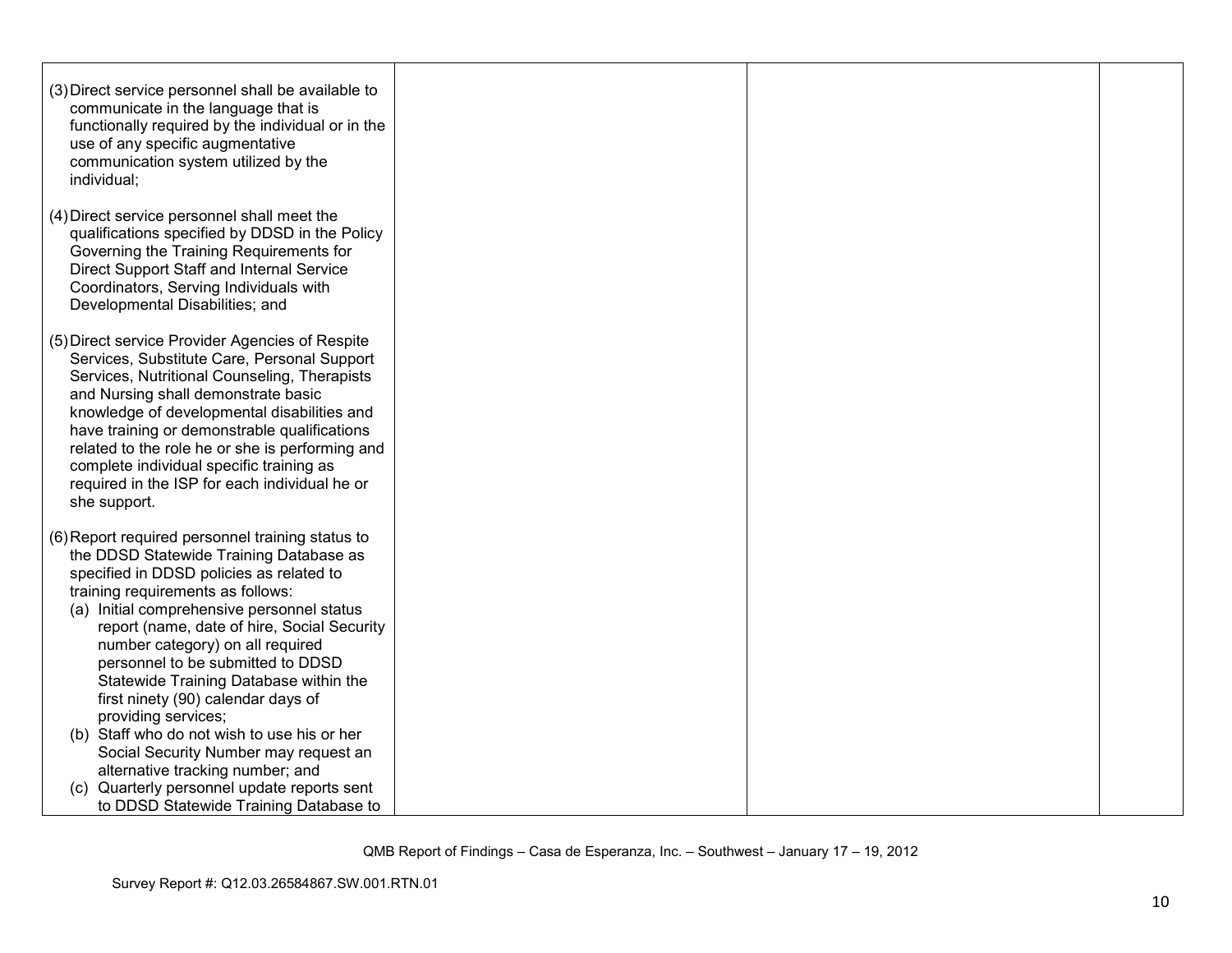| | | | |
|---|---|---|---|
| (3) Direct service personnel shall be available to communicate in the language that is functionally required by the individual or in the use of any specific augmentative communication system utilized by the individual;<br><br>(4) Direct service personnel shall meet the qualifications specified by DDSD in the Policy Governing the Training Requirements for Direct Support Staff and Internal Service Coordinators, Serving Individuals with Developmental Disabilities; and<br><br>(5) Direct service Provider Agencies of Respite Services, Substitute Care, Personal Support Services, Nutritional Counseling, Therapists and Nursing shall demonstrate basic knowledge of developmental disabilities and have training or demonstrable qualifications related to the role he or she is performing and complete individual specific training as required in the ISP for each individual he or she support.<br><br>(6) Report required personnel training status to the DDSD Statewide Training Database as specified in DDSD policies as related to training requirements as follows:<br>(a) Initial comprehensive personnel status report (name, date of hire, Social Security number category) on all required personnel to be submitted to DDSD Statewide Training Database within the first ninety (90) calendar days of providing services;<br>(b) Staff who do not wish to use his or her Social Security Number may request an alternative tracking number; and<br>(c) Quarterly personnel update reports sent to DDSD Statewide Training Database to | | | |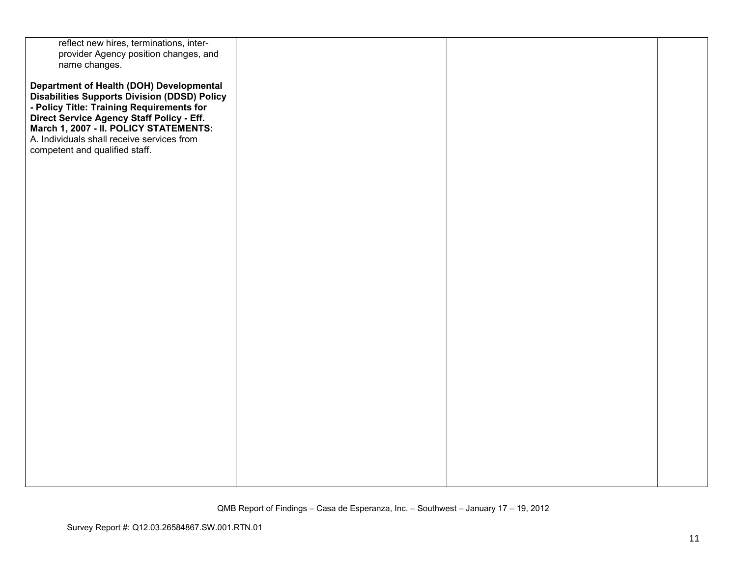| | | | |
|---|---|---|---|
| reflect new hires, terminations, inter-provider Agency position changes, and name changes.<br><br>**Department of Health (DOH) Developmental Disabilities Supports Division (DDSD) Policy - Policy Title: Training Requirements for Direct Service Agency Staff Policy - Eff. March 1, 2007 - II. POLICY STATEMENTS:**<br>A. Individuals shall receive services from competent and qualified staff. | | | |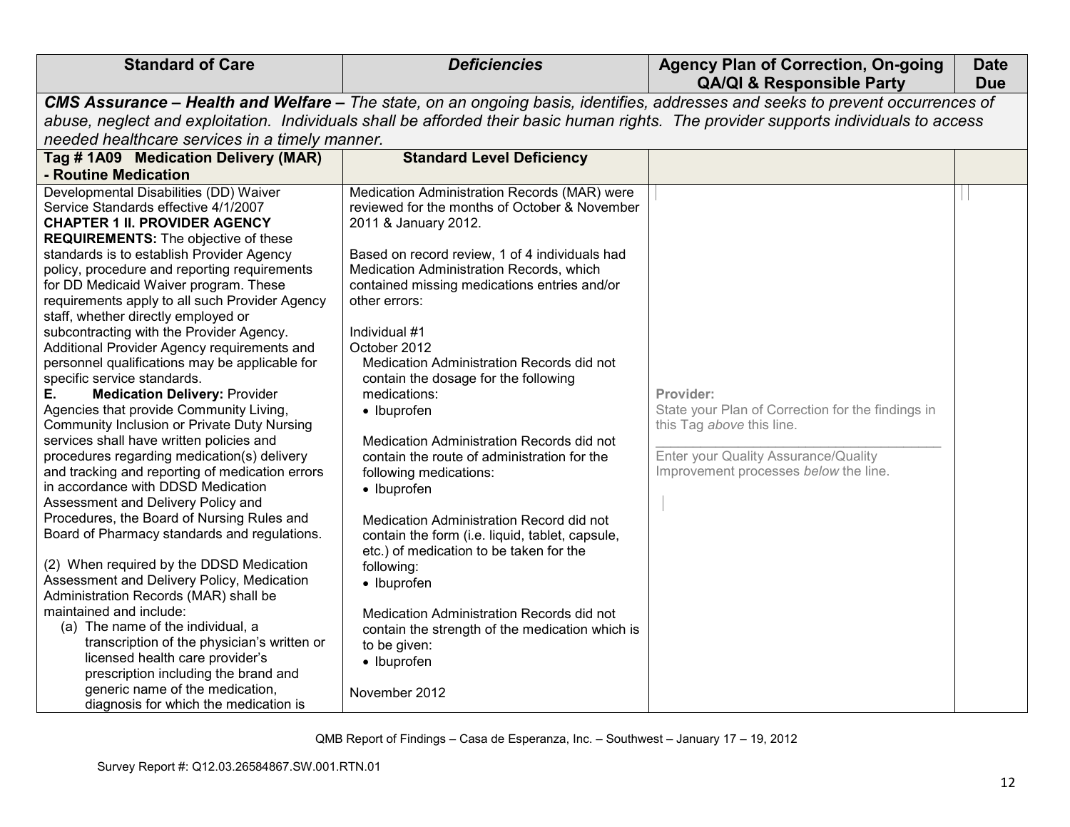| Standard of Care | *Deficiencies* | Agency Plan of Correction, On-going QA/QI & Responsible Party | Date Due |
|---|---|---|---|
| ***CMS Assurance – Health and Welfare –*** *The state, on an ongoing basis, identifies, addresses and seeks to prevent occurrences of abuse, neglect and exploitation. Individuals shall be afforded their basic human rights. The provider supports individuals to access needed healthcare services in a timely manner.* | | | |
| **Tag # 1A09 Medication Delivery (MAR) - Routine Medication** | **Standard Level Deficiency** | | |
| Developmental Disabilities (DD) Waiver Service Standards effective 4/1/2007<br>**CHAPTER 1 II. PROVIDER AGENCY REQUIREMENTS:** The objective of these standards is to establish Provider Agency policy, procedure and reporting requirements for DD Medicaid Waiver program. These requirements apply to all such Provider Agency staff, whether directly employed or subcontracting with the Provider Agency. Additional Provider Agency requirements and personnel qualifications may be applicable for specific service standards.<br>**E. Medication Delivery:** Provider Agencies that provide Community Living, Community Inclusion or Private Duty Nursing services shall have written policies and procedures regarding medication(s) delivery and tracking and reporting of medication errors in accordance with DDSD Medication Assessment and Delivery Policy and Procedures, the Board of Nursing Rules and Board of Pharmacy standards and regulations.<br><br>(2) When required by the DDSD Medication Assessment and Delivery Policy, Medication Administration Records (MAR) shall be maintained and include:<br>(a) The name of the individual, a transcription of the physician's written or licensed health care provider's prescription including the brand and generic name of the medication, diagnosis for which the medication is | Medication Administration Records (MAR) were reviewed for the months of October & November 2011 & January 2012.<br><br>Based on record review, 1 of 4 individuals had Medication Administration Records, which contained missing medications entries and/or other errors:<br><br>Individual #1<br>October 2012<br>Medication Administration Records did not contain the dosage for the following medications:<br>• Ibuprofen<br><br>Medication Administration Records did not contain the route of administration for the following medications:<br>• Ibuprofen<br><br>Medication Administration Record did not contain the form (i.e. liquid, tablet, capsule, etc.) of medication to be taken for the following:<br>• Ibuprofen<br><br>Medication Administration Records did not contain the strength of the medication which is to be given:<br>• Ibuprofen<br><br>November 2012 | **Provider:**<br>State your Plan of Correction for the findings in this Tag *above* this line.<br>\_\_\_\_\_\_\_\_\_\_\_\_\_\_\_\_\_\_\_\_\_\_\_\_\_\_\_\_\_\_\_\_<br>Enter your Quality Assurance/Quality Improvement processes *below* the line. | |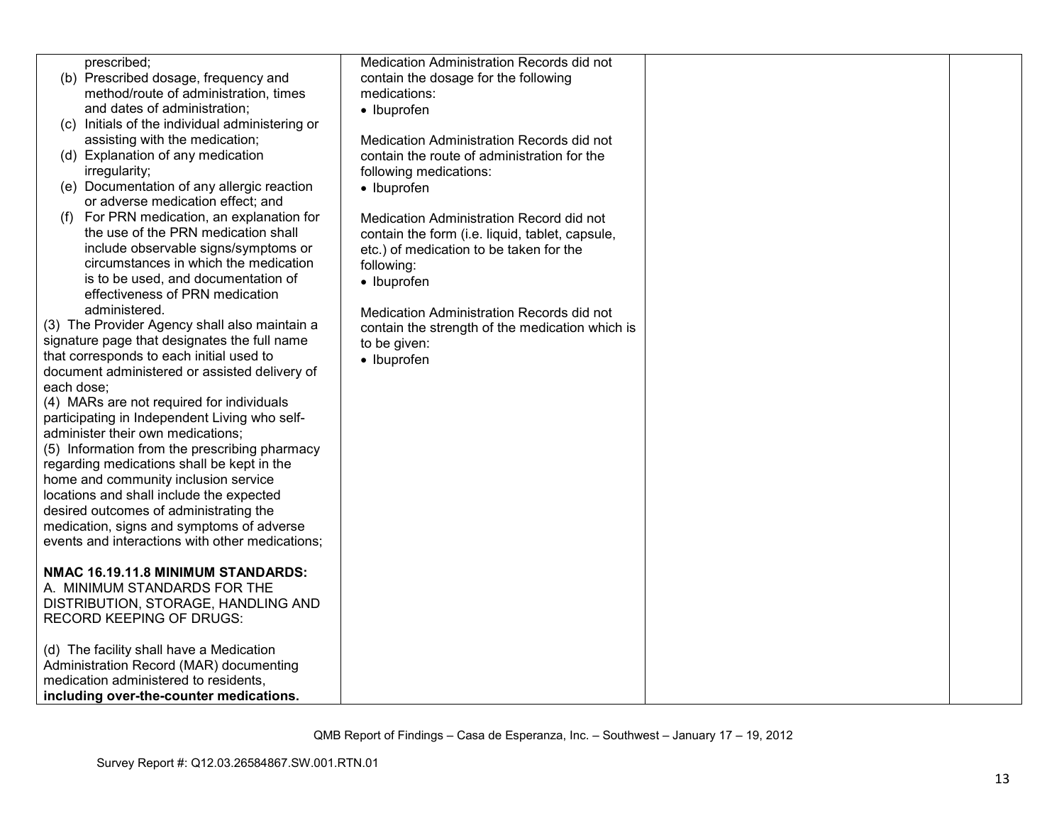| | | | |
|---|---|---|---|
| prescribed;<br>(b) Prescribed dosage, frequency and method/route of administration, times and dates of administration;<br>(c) Initials of the individual administering or assisting with the medication;<br>(d) Explanation of any medication irregularity;<br>(e) Documentation of any allergic reaction or adverse medication effect; and<br>(f) For PRN medication, an explanation for the use of the PRN medication shall include observable signs/symptoms or circumstances in which the medication is to be used, and documentation of effectiveness of PRN medication administered.<br>(3) The Provider Agency shall also maintain a signature page that designates the full name that corresponds to each initial used to document administered or assisted delivery of each dose;<br>(4) MARs are not required for individuals participating in Independent Living who self-administer their own medications;<br>(5) Information from the prescribing pharmacy regarding medications shall be kept in the home and community inclusion service locations and shall include the expected desired outcomes of administrating the medication, signs and symptoms of adverse events and interactions with other medications;<br><br>**NMAC 16.19.11.8 MINIMUM STANDARDS:**<br>A. MINIMUM STANDARDS FOR THE DISTRIBUTION, STORAGE, HANDLING AND RECORD KEEPING OF DRUGS:<br><br>(d) The facility shall have a Medication Administration Record (MAR) documenting medication administered to residents, **including over-the-counter medications.** | Medication Administration Records did not contain the dosage for the following medications:<br>• Ibuprofen<br><br>Medication Administration Records did not contain the route of administration for the following medications:<br>• Ibuprofen<br><br>Medication Administration Record did not contain the form (i.e. liquid, tablet, capsule, etc.) of medication to be taken for the following:<br>• Ibuprofen<br><br>Medication Administration Records did not contain the strength of the medication which is to be given:<br>• Ibuprofen | | |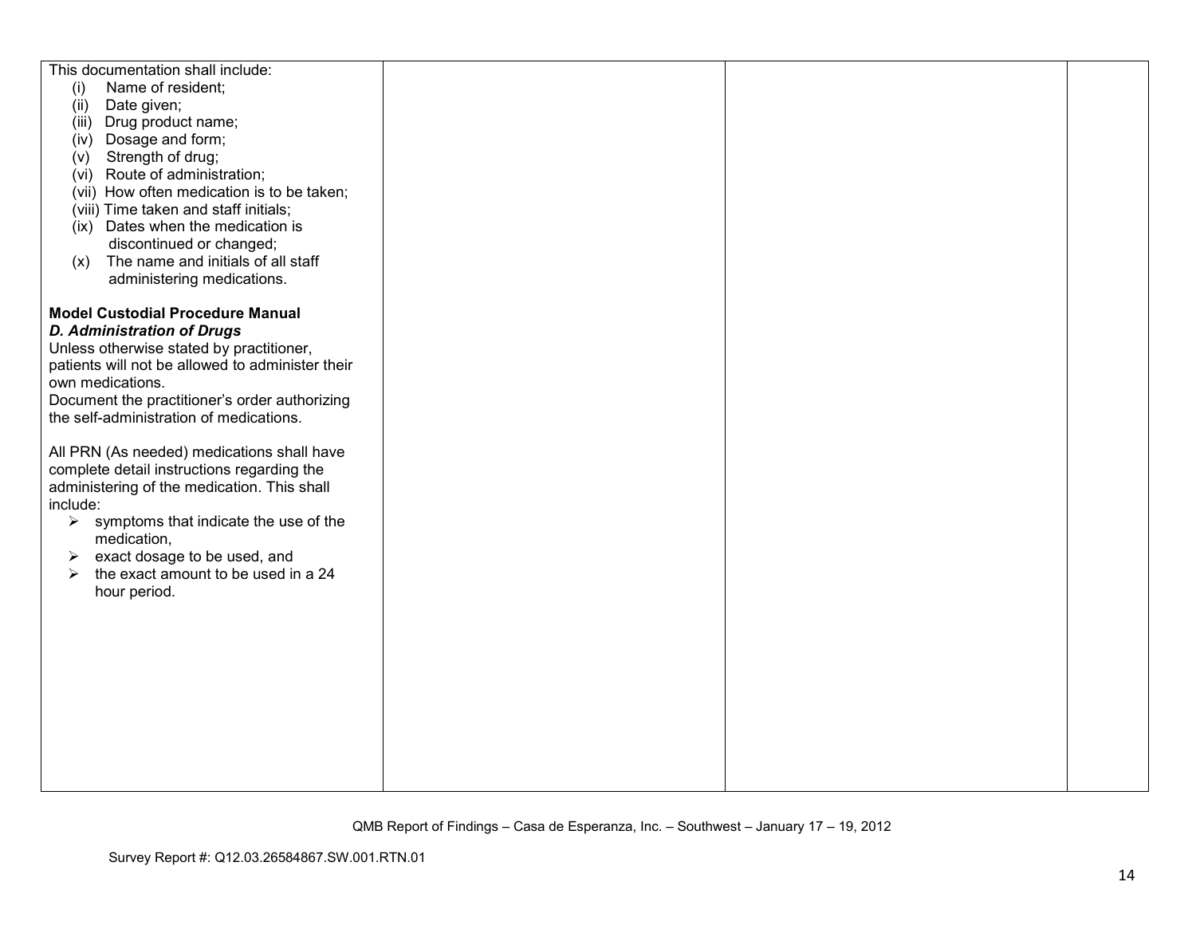| | | | |
|---|---|---|---|
| This documentation shall include:<br>(i) Name of resident;<br>(ii) Date given;<br>(iii) Drug product name;<br>(iv) Dosage and form;<br>(v) Strength of drug;<br>(vi) Route of administration;<br>(vii) How often medication is to be taken;<br>(viii) Time taken and staff initials;<br>(ix) Dates when the medication is discontinued or changed;<br>(x) The name and initials of all staff administering medications.<br><br>**Model Custodial Procedure Manual**<br>***D. Administration of Drugs***<br>Unless otherwise stated by practitioner, patients will not be allowed to administer their own medications.<br>Document the practitioner's order authorizing the self-administration of medications.<br><br>All PRN (As needed) medications shall have complete detail instructions regarding the administering of the medication. This shall include:<br>➢ symptoms that indicate the use of the medication,<br>➢ exact dosage to be used, and<br>➢ the exact amount to be used in a 24 hour period. | | | |

QMB Report of Findings – Casa de Esperanza, Inc. – Southwest – January 17 – 19, 2012

Survey Report #: Q12.03.26584867.SW.001.RTN.01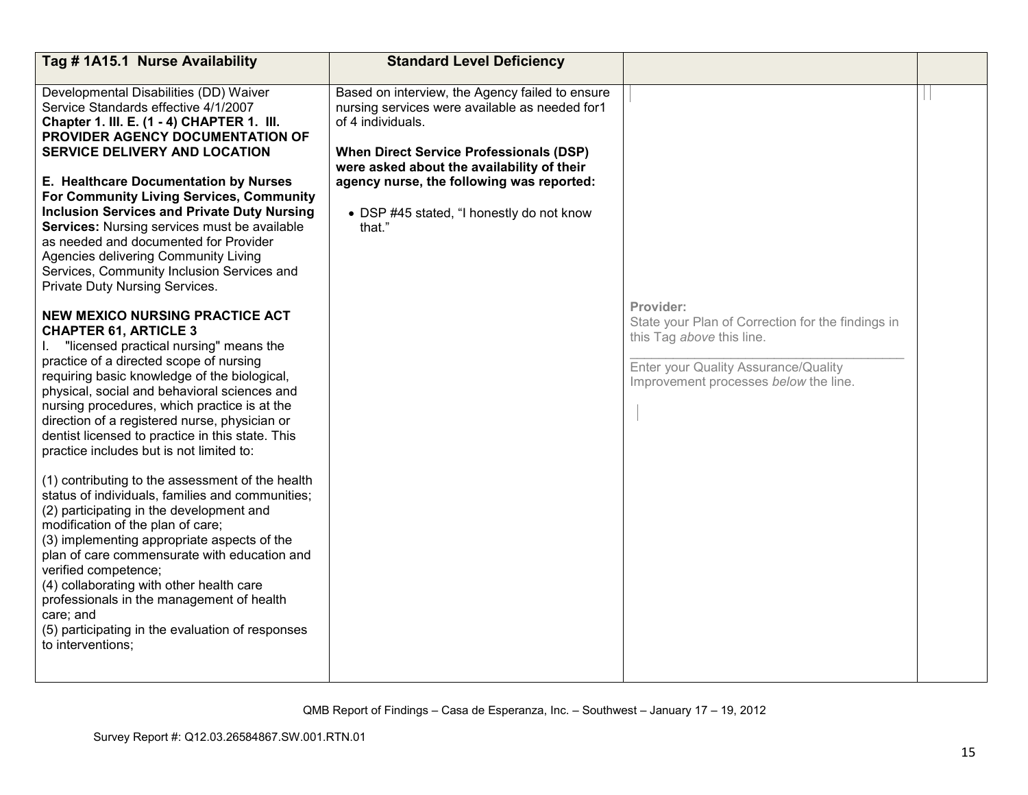| Tag # 1A15.1 Nurse Availability | Standard Level Deficiency | | |
|---|---|---|---|
| Developmental Disabilities (DD) Waiver Service Standards effective 4/1/2007<br>**Chapter 1. III. E. (1 - 4) CHAPTER 1. III. PROVIDER AGENCY DOCUMENTATION OF SERVICE DELIVERY AND LOCATION**<br><br>**E. Healthcare Documentation by Nurses For Community Living Services, Community Inclusion Services and Private Duty Nursing Services:** Nursing services must be available as needed and documented for Provider Agencies delivering Community Living Services, Community Inclusion Services and Private Duty Nursing Services.<br><br>**NEW MEXICO NURSING PRACTICE ACT CHAPTER 61, ARTICLE 3**<br>I. "licensed practical nursing" means the practice of a directed scope of nursing requiring basic knowledge of the biological, physical, social and behavioral sciences and nursing procedures, which practice is at the direction of a registered nurse, physician or dentist licensed to practice in this state. This practice includes but is not limited to:<br><br>(1) contributing to the assessment of the health status of individuals, families and communities;<br>(2) participating in the development and modification of the plan of care;<br>(3) implementing appropriate aspects of the plan of care commensurate with education and verified competence;<br>(4) collaborating with other health care professionals in the management of health care; and<br>(5) participating in the evaluation of responses to interventions; | Based on interview, the Agency failed to ensure nursing services were available as needed for1 of 4 individuals.<br><br>**When Direct Service Professionals (DSP) were asked about the availability of their agency nurse, the following was reported:**<br><br>• DSP #45 stated, "I honestly do not know that." | **Provider:**<br>State your Plan of Correction for the findings in this Tag *above* this line.<br>\_\_\_\_\_\_\_\_\_\_\_\_\_\_\_\_\_\_\_\_\_\_\_\_\_\_\_\_\_\_\_\_\_\_\_\_<br>Enter your Quality Assurance/Quality Improvement processes *below* the line. | |

QMB Report of Findings – Casa de Esperanza, Inc. – Southwest – January 17 – 19, 2012

Survey Report #: Q12.03.26584867.SW.001.RTN.01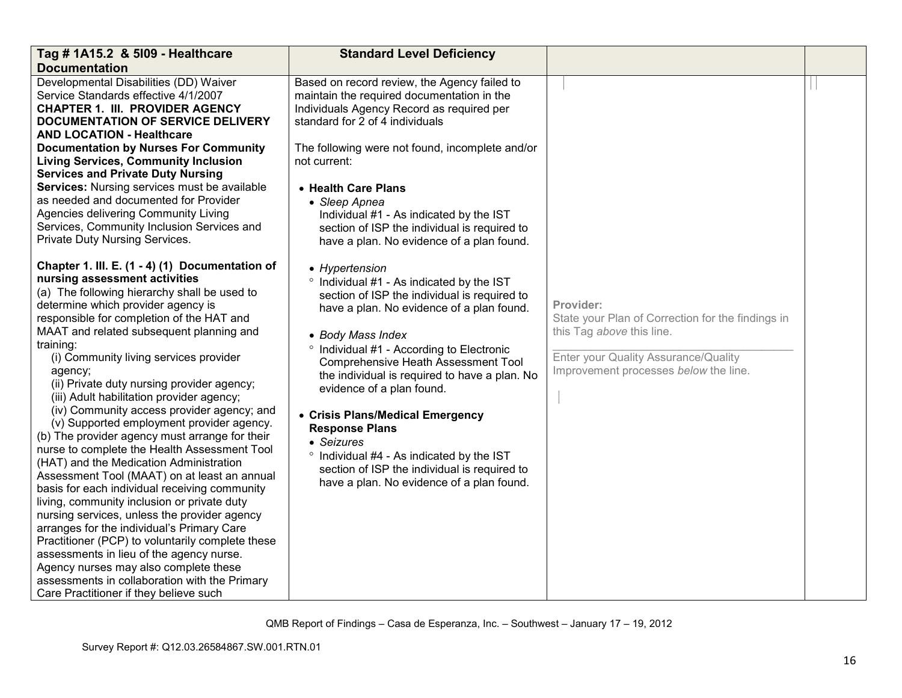| Tag # 1A15.2 & 5I09 - Healthcare Documentation | Standard Level Deficiency | | |
|---|---|---|---|
| Developmental Disabilities (DD) Waiver Service Standards effective 4/1/2007<br>**CHAPTER 1. III. PROVIDER AGENCY DOCUMENTATION OF SERVICE DELIVERY AND LOCATION - Healthcare Documentation by Nurses For Community Living Services, Community Inclusion Services and Private Duty Nursing Services:** Nursing services must be available as needed and documented for Provider Agencies delivering Community Living Services, Community Inclusion Services and Private Duty Nursing Services.<br><br>**Chapter 1. III. E. (1 - 4) (1) Documentation of nursing assessment activities**<br>(a) The following hierarchy shall be used to determine which provider agency is responsible for completion of the HAT and MAAT and related subsequent planning and training:<br>(i) Community living services provider agency;<br>(ii) Private duty nursing provider agency;<br>(iii) Adult habilitation provider agency;<br>(iv) Community access provider agency; and<br>(v) Supported employment provider agency.<br>(b) The provider agency must arrange for their nurse to complete the Health Assessment Tool (HAT) and the Medication Administration Assessment Tool (MAAT) on at least an annual basis for each individual receiving community living, community inclusion or private duty nursing services, unless the provider agency arranges for the individual's Primary Care Practitioner (PCP) to voluntarily complete these assessments in lieu of the agency nurse. Agency nurses may also complete these assessments in collaboration with the Primary Care Practitioner if they believe such | Based on record review, the Agency failed to maintain the required documentation in the Individuals Agency Record as required per standard for 2 of 4 individuals<br><br>The following were not found, incomplete and/or not current:<br><br>• **Health Care Plans**<br>• *Sleep Apnea*<br>Individual #1 - As indicated by the IST section of ISP the individual is required to have a plan. No evidence of a plan found.<br><br>• *Hypertension*<br>° Individual #1 - As indicated by the IST section of ISP the individual is required to have a plan. No evidence of a plan found.<br><br>• *Body Mass Index*<br>° Individual #1 - According to Electronic Comprehensive Heath Assessment Tool the individual is required to have a plan. No evidence of a plan found.<br><br>• **Crisis Plans/Medical Emergency Response Plans**<br>• *Seizures*<br>° Individual #4 - As indicated by the IST section of ISP the individual is required to have a plan. No evidence of a plan found. | **Provider:**<br>State your Plan of Correction for the findings in this Tag *above* this line.<br><br>Enter your Quality Assurance/Quality Improvement processes *below* the line. | |

QMB Report of Findings – Casa de Esperanza, Inc. – Southwest – January 17 – 19, 2012

Survey Report #: Q12.03.26584867.SW.001.RTN.01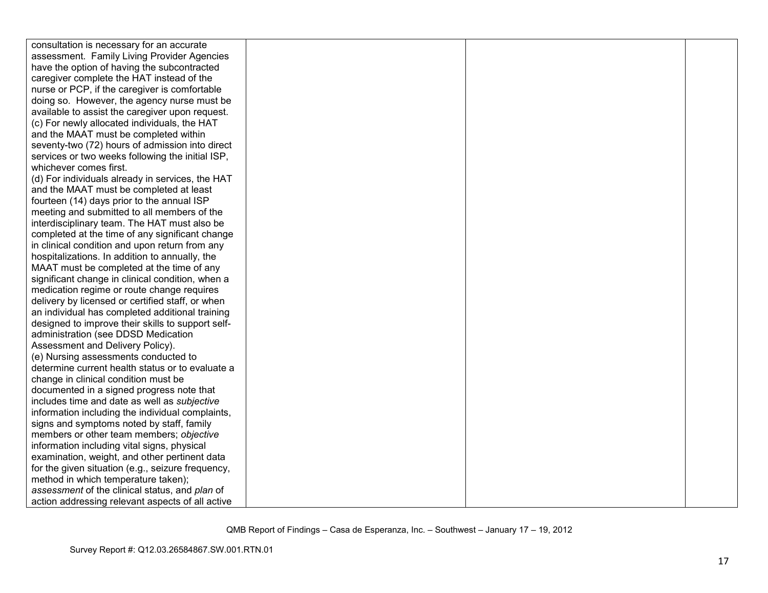| | | | |
|---|---|---|---|
| consultation is necessary for an accurate assessment. Family Living Provider Agencies have the option of having the subcontracted caregiver complete the HAT instead of the nurse or PCP, if the caregiver is comfortable doing so. However, the agency nurse must be available to assist the caregiver upon request.<br>(c) For newly allocated individuals, the HAT and the MAAT must be completed within seventy-two (72) hours of admission into direct services or two weeks following the initial ISP, whichever comes first.<br>(d) For individuals already in services, the HAT and the MAAT must be completed at least fourteen (14) days prior to the annual ISP meeting and submitted to all members of the interdisciplinary team. The HAT must also be completed at the time of any significant change in clinical condition and upon return from any hospitalizations. In addition to annually, the MAAT must be completed at the time of any significant change in clinical condition, when a medication regime or route change requires delivery by licensed or certified staff, or when an individual has completed additional training designed to improve their skills to support self-administration (see DDSD Medication Assessment and Delivery Policy).<br>(e) Nursing assessments conducted to determine current health status or to evaluate a change in clinical condition must be documented in a signed progress note that includes time and date as well as *subjective* information including the individual complaints, signs and symptoms noted by staff, family members or other team members; *objective* information including vital signs, physical examination, weight, and other pertinent data for the given situation (e.g., seizure frequency, method in which temperature taken); *assessment* of the clinical status, and *plan* of action addressing relevant aspects of all active | | | |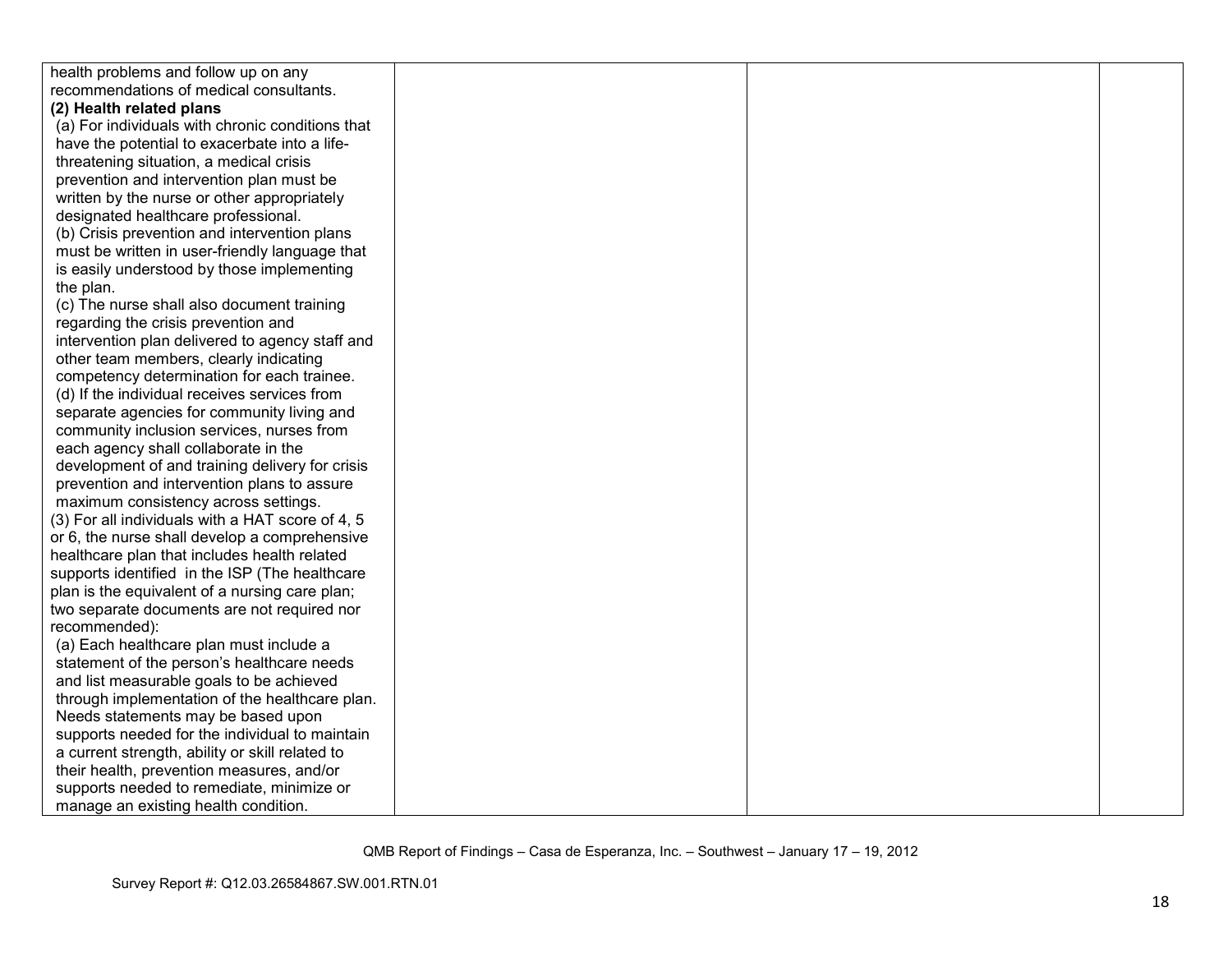| | | | |
|---|---|---|---|
| health problems and follow up on any recommendations of medical consultants.<br>**(2) Health related plans**<br>(a) For individuals with chronic conditions that have the potential to exacerbate into a life-threatening situation, a medical crisis prevention and intervention plan must be written by the nurse or other appropriately designated healthcare professional.<br>(b) Crisis prevention and intervention plans must be written in user-friendly language that is easily understood by those implementing the plan.<br>(c) The nurse shall also document training regarding the crisis prevention and intervention plan delivered to agency staff and other team members, clearly indicating competency determination for each trainee.<br>(d) If the individual receives services from separate agencies for community living and community inclusion services, nurses from each agency shall collaborate in the development of and training delivery for crisis prevention and intervention plans to assure maximum consistency across settings.<br>(3) For all individuals with a HAT score of 4, 5 or 6, the nurse shall develop a comprehensive healthcare plan that includes health related supports identified in the ISP (The healthcare plan is the equivalent of a nursing care plan; two separate documents are not required nor recommended):<br>(a) Each healthcare plan must include a statement of the person's healthcare needs and list measurable goals to be achieved through implementation of the healthcare plan. Needs statements may be based upon supports needed for the individual to maintain a current strength, ability or skill related to their health, prevention measures, and/or supports needed to remediate, minimize or manage an existing health condition. | | | |

QMB Report of Findings – Casa de Esperanza, Inc. – Southwest – January 17 – 19, 2012

Survey Report #: Q12.03.26584867.SW.001.RTN.01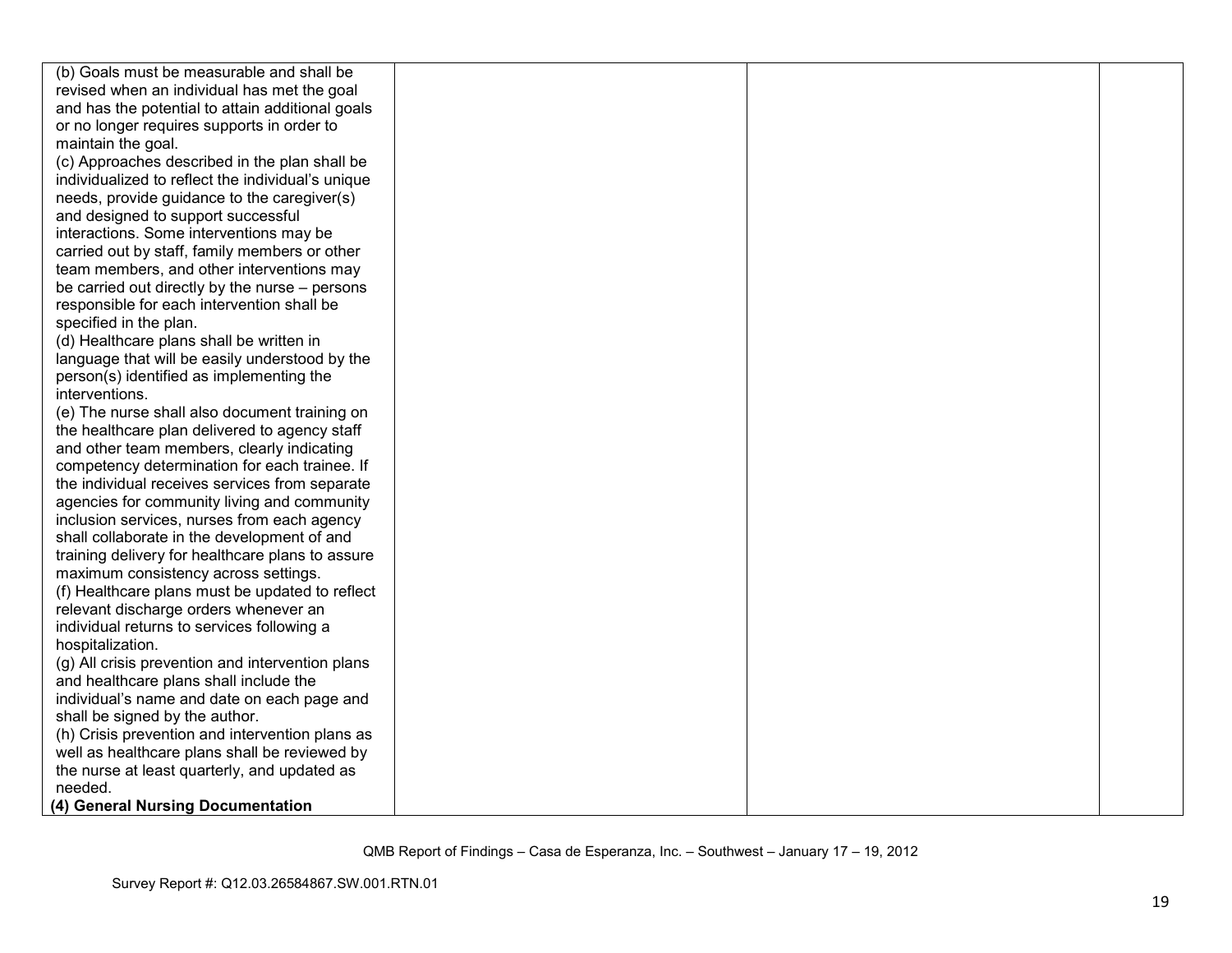| | | | |
|---|---|---|---|
| (b) Goals must be measurable and shall be revised when an individual has met the goal and has the potential to attain additional goals or no longer requires supports in order to maintain the goal.<br>(c) Approaches described in the plan shall be individualized to reflect the individual's unique needs, provide guidance to the caregiver(s) and designed to support successful interactions. Some interventions may be carried out by staff, family members or other team members, and other interventions may be carried out directly by the nurse – persons responsible for each intervention shall be specified in the plan.<br>(d) Healthcare plans shall be written in language that will be easily understood by the person(s) identified as implementing the interventions.<br>(e) The nurse shall also document training on the healthcare plan delivered to agency staff and other team members, clearly indicating competency determination for each trainee. If the individual receives services from separate agencies for community living and community inclusion services, nurses from each agency shall collaborate in the development of and training delivery for healthcare plans to assure maximum consistency across settings.<br>(f) Healthcare plans must be updated to reflect relevant discharge orders whenever an individual returns to services following a hospitalization.<br>(g) All crisis prevention and intervention plans and healthcare plans shall include the individual's name and date on each page and shall be signed by the author.<br>(h) Crisis prevention and intervention plans as well as healthcare plans shall be reviewed by the nurse at least quarterly, and updated as needed.<br>**(4) General Nursing Documentation** | | | |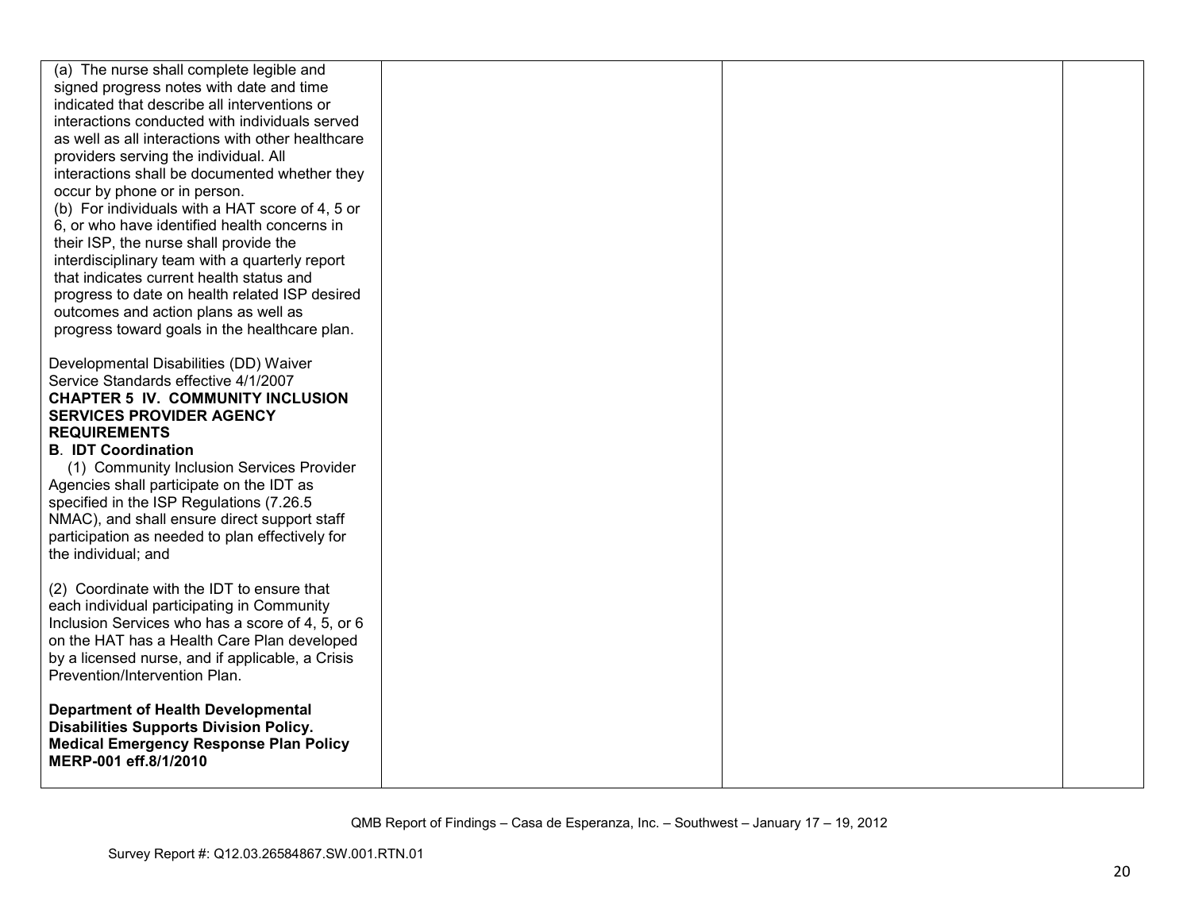| | | | |
|---|---|---|---|
| (a) The nurse shall complete legible and signed progress notes with date and time indicated that describe all interventions or interactions conducted with individuals served as well as all interactions with other healthcare providers serving the individual. All interactions shall be documented whether they occur by phone or in person.<br>(b) For individuals with a HAT score of 4, 5 or 6, or who have identified health concerns in their ISP, the nurse shall provide the interdisciplinary team with a quarterly report that indicates current health status and progress to date on health related ISP desired outcomes and action plans as well as progress toward goals in the healthcare plan.<br><br>Developmental Disabilities (DD) Waiver Service Standards effective 4/1/2007<br>**CHAPTER 5 IV. COMMUNITY INCLUSION SERVICES PROVIDER AGENCY REQUIREMENTS**<br>**B. IDT Coordination**<br>(1) Community Inclusion Services Provider Agencies shall participate on the IDT as specified in the ISP Regulations (7.26.5 NMAC), and shall ensure direct support staff participation as needed to plan effectively for the individual; and<br><br>(2) Coordinate with the IDT to ensure that each individual participating in Community Inclusion Services who has a score of 4, 5, or 6 on the HAT has a Health Care Plan developed by a licensed nurse, and if applicable, a Crisis Prevention/Intervention Plan.<br><br>**Department of Health Developmental Disabilities Supports Division Policy. Medical Emergency Response Plan Policy MERP-001 eff.8/1/2010** | | | |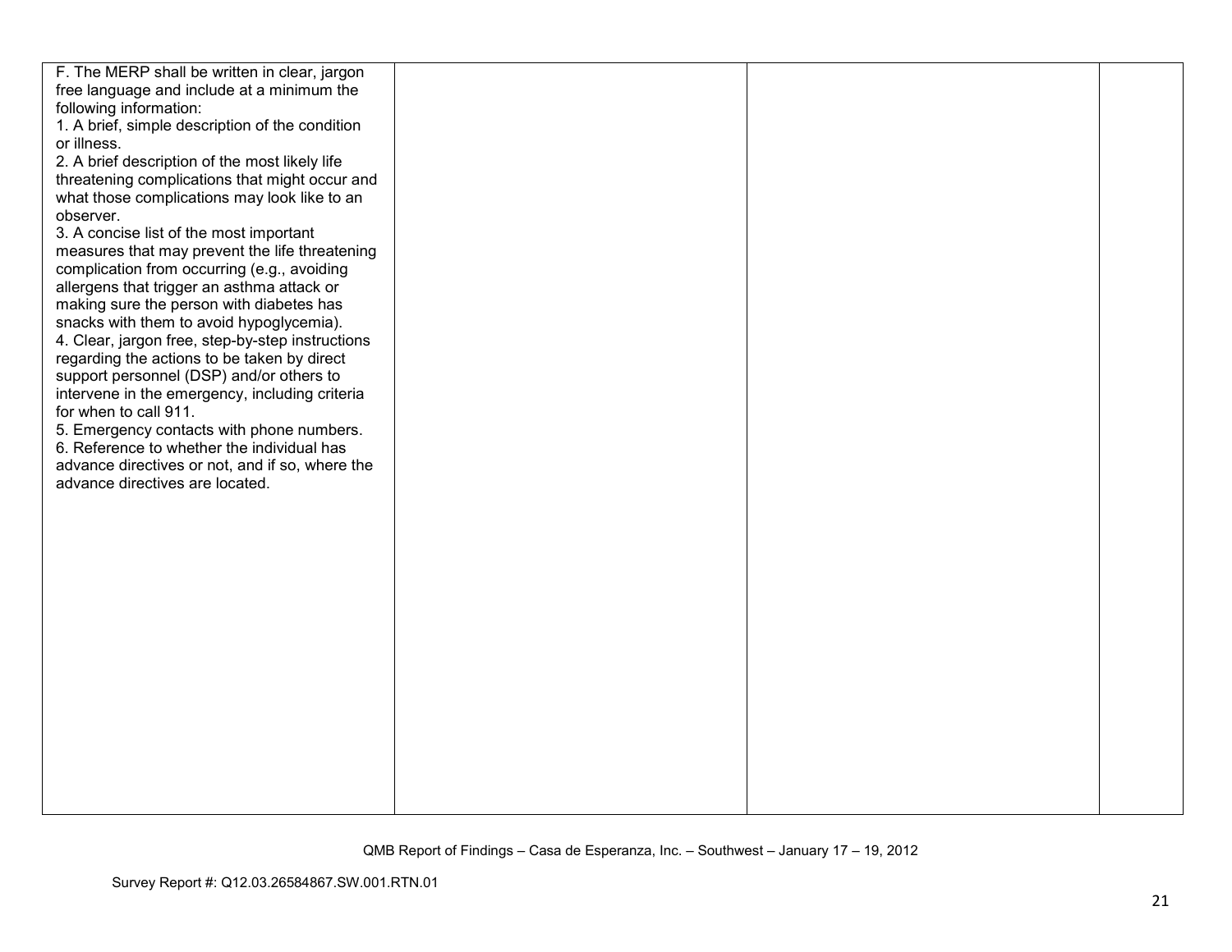| | | | |
|---|---|---|---|
| F. The MERP shall be written in clear, jargon free language and include at a minimum the following information:<br>1. A brief, simple description of the condition or illness.<br>2. A brief description of the most likely life threatening complications that might occur and what those complications may look like to an observer.<br>3. A concise list of the most important measures that may prevent the life threatening complication from occurring (e.g., avoiding allergens that trigger an asthma attack or making sure the person with diabetes has snacks with them to avoid hypoglycemia).<br>4. Clear, jargon free, step-by-step instructions regarding the actions to be taken by direct support personnel (DSP) and/or others to intervene in the emergency, including criteria for when to call 911.<br>5. Emergency contacts with phone numbers.<br>6. Reference to whether the individual has advance directives or not, and if so, where the advance directives are located. | | | |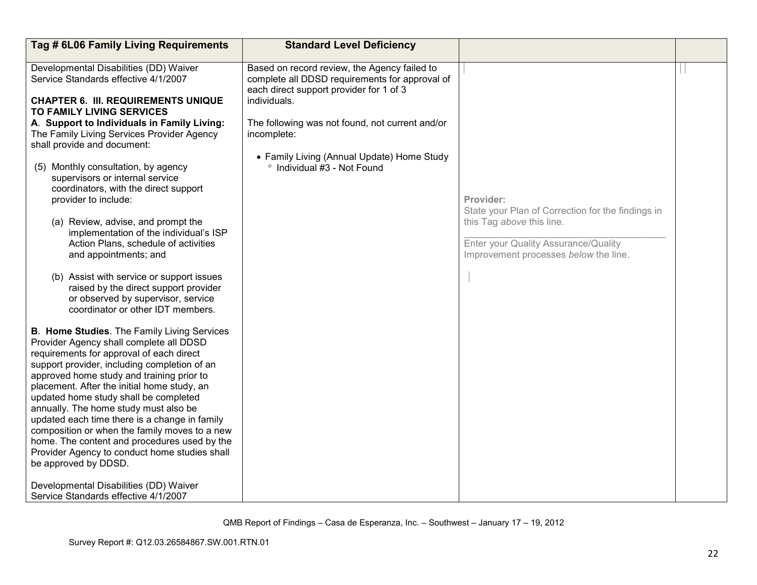| Tag # 6L06 Family Living Requirements | Standard Level Deficiency | | |
|---|---|---|---|
| Developmental Disabilities (DD) Waiver Service Standards effective 4/1/2007<br><br>**CHAPTER 6. III. REQUIREMENTS UNIQUE TO FAMILY LIVING SERVICES**<br>**A. Support to Individuals in Family Living:** The Family Living Services Provider Agency shall provide and document:<br><br>(5) Monthly consultation, by agency supervisors or internal service coordinators, with the direct support provider to include:<br><br>(a) Review, advise, and prompt the implementation of the individual's ISP Action Plans, schedule of activities and appointments; and<br><br>(b) Assist with service or support issues raised by the direct support provider or observed by supervisor, service coordinator or other IDT members.<br><br>**B. Home Studies**. The Family Living Services Provider Agency shall complete all DDSD requirements for approval of each direct support provider, including completion of an approved home study and training prior to placement. After the initial home study, an updated home study shall be completed annually. The home study must also be updated each time there is a change in family composition or when the family moves to a new home. The content and procedures used by the Provider Agency to conduct home studies shall be approved by DDSD.<br><br>Developmental Disabilities (DD) Waiver Service Standards effective 4/1/2007 | Based on record review, the Agency failed to complete all DDSD requirements for approval of each direct support provider for 1 of 3 individuals.<br><br>The following was not found, not current and/or incomplete:<br><br>• Family Living (Annual Update) Home Study<br>° Individual #3 - Not Found | **Provider:**<br>State your Plan of Correction for the findings in this Tag *above* this line.<br>\_\_\_\_\_\_\_\_\_\_\_\_\_\_\_\_\_\_\_\_\_\_\_\_\_\_\_\_\_\_\_\_\_\_\_\_\_<br>Enter your Quality Assurance/Quality Improvement processes *below* the line. | |

QMB Report of Findings – Casa de Esperanza, Inc. – Southwest – January 17 – 19, 2012

Survey Report #: Q12.03.26584867.SW.001.RTN.01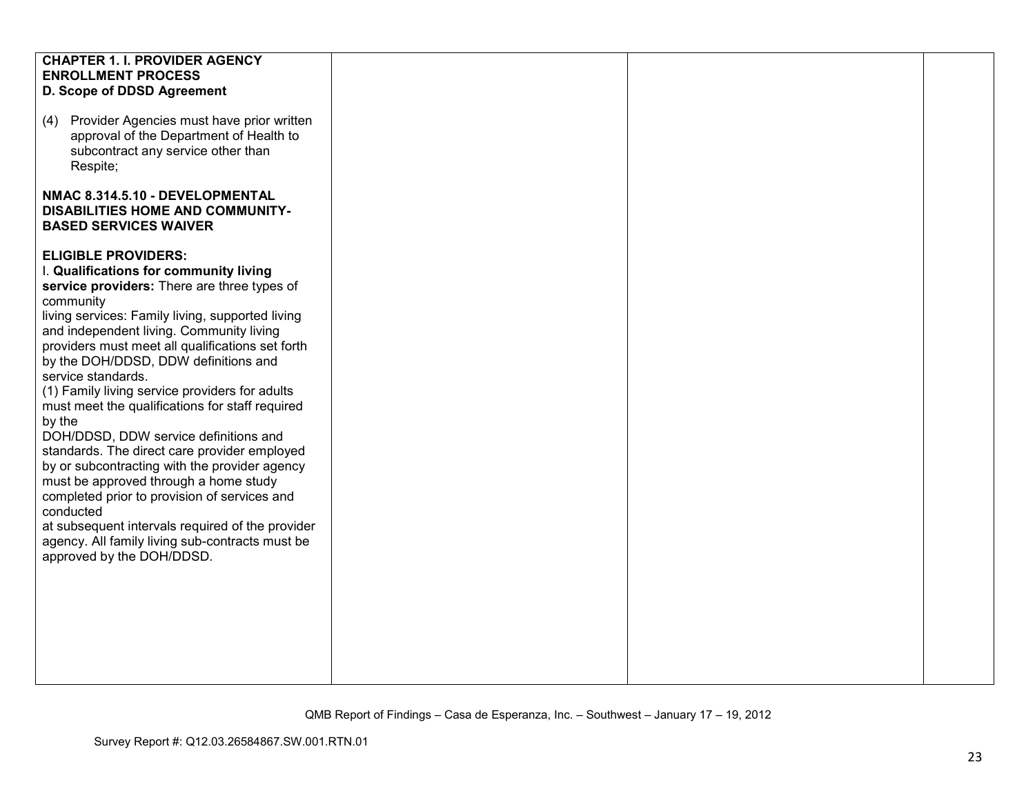| | | | |
|---|---|---|---|
| **CHAPTER 1. I. PROVIDER AGENCY ENROLLMENT PROCESS**<br>**D. Scope of DDSD Agreement**<br><br>(4) Provider Agencies must have prior written approval of the Department of Health to subcontract any service other than Respite;<br><br>**NMAC 8.314.5.10 - DEVELOPMENTAL DISABILITIES HOME AND COMMUNITY-BASED SERVICES WAIVER**<br><br>**ELIGIBLE PROVIDERS:**<br>I. **Qualifications for community living service providers:** There are three types of community living services: Family living, supported living and independent living. Community living providers must meet all qualifications set forth by the DOH/DDSD, DDW definitions and service standards.<br>(1) Family living service providers for adults must meet the qualifications for staff required by the DOH/DDSD, DDW service definitions and standards. The direct care provider employed by or subcontracting with the provider agency must be approved through a home study completed prior to provision of services and conducted at subsequent intervals required of the provider agency. All family living sub-contracts must be approved by the DOH/DDSD. | | | |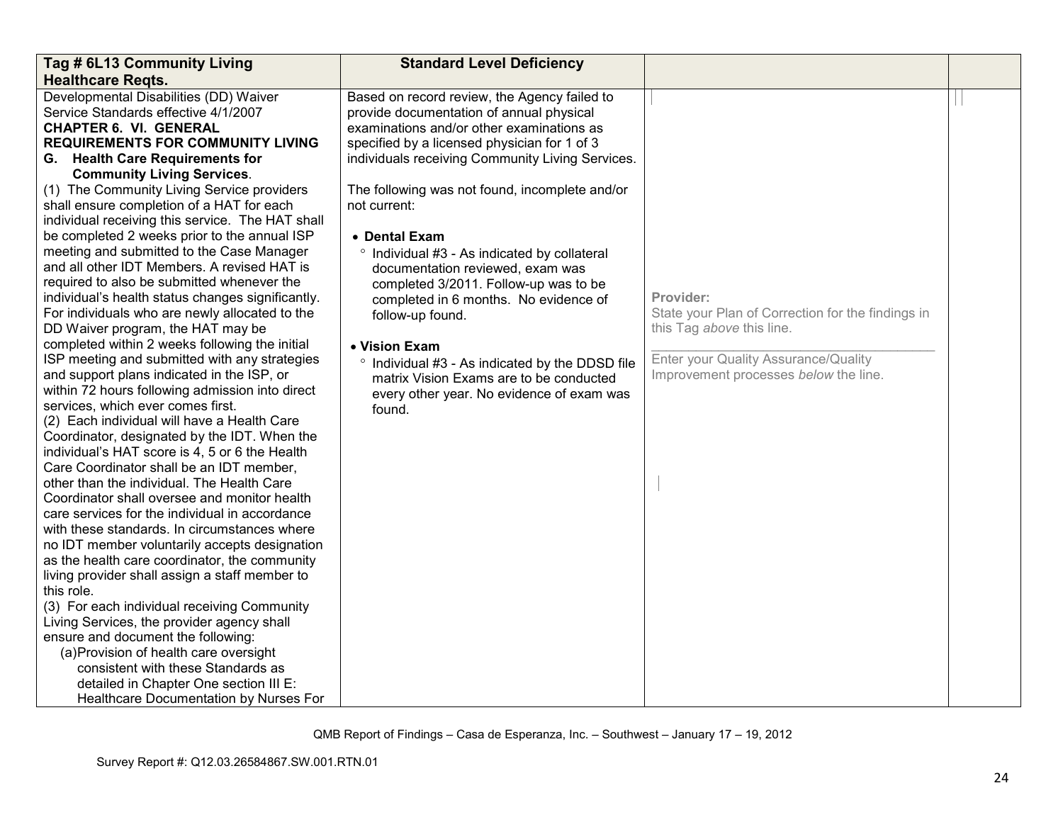| Tag # 6L13 Community Living Healthcare Reqts. | Standard Level Deficiency | | |
|---|---|---|---|
| Developmental Disabilities (DD) Waiver Service Standards effective 4/1/2007<br>**CHAPTER 6. VI. GENERAL REQUIREMENTS FOR COMMUNITY LIVING**<br>**G. Health Care Requirements for Community Living Services**.<br>(1) The Community Living Service providers shall ensure completion of a HAT for each individual receiving this service. The HAT shall be completed 2 weeks prior to the annual ISP meeting and submitted to the Case Manager and all other IDT Members. A revised HAT is required to also be submitted whenever the individual's health status changes significantly. For individuals who are newly allocated to the DD Waiver program, the HAT may be completed within 2 weeks following the initial ISP meeting and submitted with any strategies and support plans indicated in the ISP, or within 72 hours following admission into direct services, which ever comes first.<br>(2) Each individual will have a Health Care Coordinator, designated by the IDT. When the individual's HAT score is 4, 5 or 6 the Health Care Coordinator shall be an IDT member, other than the individual. The Health Care Coordinator shall oversee and monitor health care services for the individual in accordance with these standards. In circumstances where no IDT member voluntarily accepts designation as the health care coordinator, the community living provider shall assign a staff member to this role.<br>(3) For each individual receiving Community Living Services, the provider agency shall ensure and document the following:<br>(a) Provision of health care oversight consistent with these Standards as detailed in Chapter One section III E: Healthcare Documentation by Nurses For | Based on record review, the Agency failed to provide documentation of annual physical examinations and/or other examinations as specified by a licensed physician for 1 of 3 individuals receiving Community Living Services.<br><br>The following was not found, incomplete and/or not current:<br><br>• **Dental Exam**<br>° Individual #3 - As indicated by collateral documentation reviewed, exam was completed 3/2011. Follow-up was to be completed in 6 months. No evidence of follow-up found.<br><br>• **Vision Exam**<br>° Individual #3 - As indicated by the DDSD file matrix Vision Exams are to be conducted every other year. No evidence of exam was found. | **Provider:**<br>State your Plan of Correction for the findings in this Tag *above* this line.<br>\_\_\_\_\_\_\_\_\_\_\_\_\_\_\_\_\_\_\_\_\_\_\_\_\_\_\_\_\_\_\_\_\_\_\_\_<br>Enter your Quality Assurance/Quality Improvement processes *below* the line. | |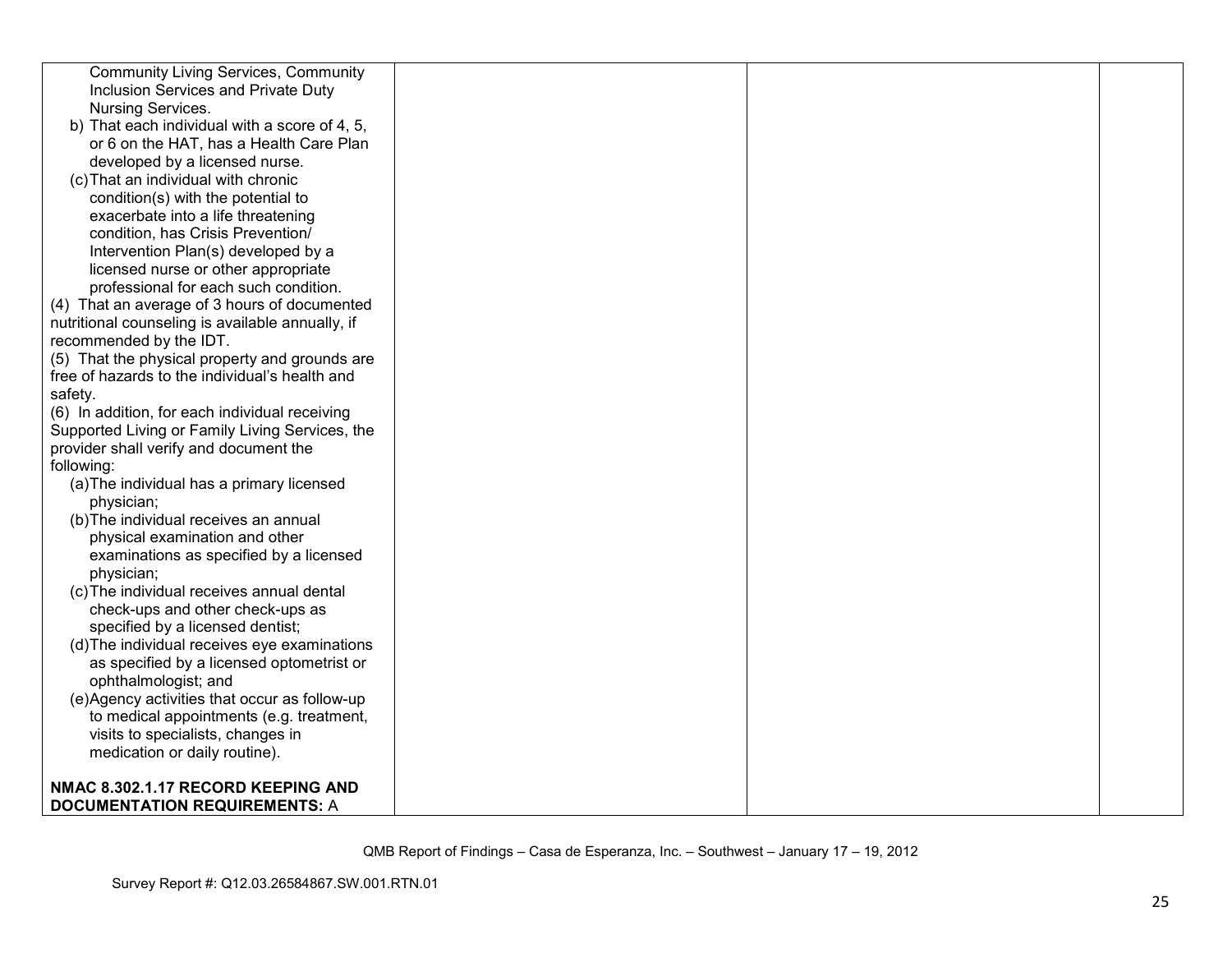| | | | |
|---|---|---|---|
| Community Living Services, Community Inclusion Services and Private Duty Nursing Services.<br>b) That each individual with a score of 4, 5, or 6 on the HAT, has a Health Care Plan developed by a licensed nurse.<br>(c) That an individual with chronic condition(s) with the potential to exacerbate into a life threatening condition, has Crisis Prevention/ Intervention Plan(s) developed by a licensed nurse or other appropriate professional for each such condition.<br>(4) That an average of 3 hours of documented nutritional counseling is available annually, if recommended by the IDT.<br>(5) That the physical property and grounds are free of hazards to the individual's health and safety.<br>(6) In addition, for each individual receiving Supported Living or Family Living Services, the provider shall verify and document the following:<br>(a) The individual has a primary licensed physician;<br>(b) The individual receives an annual physical examination and other examinations as specified by a licensed physician;<br>(c) The individual receives annual dental check-ups and other check-ups as specified by a licensed dentist;<br>(d) The individual receives eye examinations as specified by a licensed optometrist or ophthalmologist; and<br>(e) Agency activities that occur as follow-up to medical appointments (e.g. treatment, visits to specialists, changes in medication or daily routine).<br><br>**NMAC 8.302.1.17 RECORD KEEPING AND DOCUMENTATION REQUIREMENTS:** A | | | |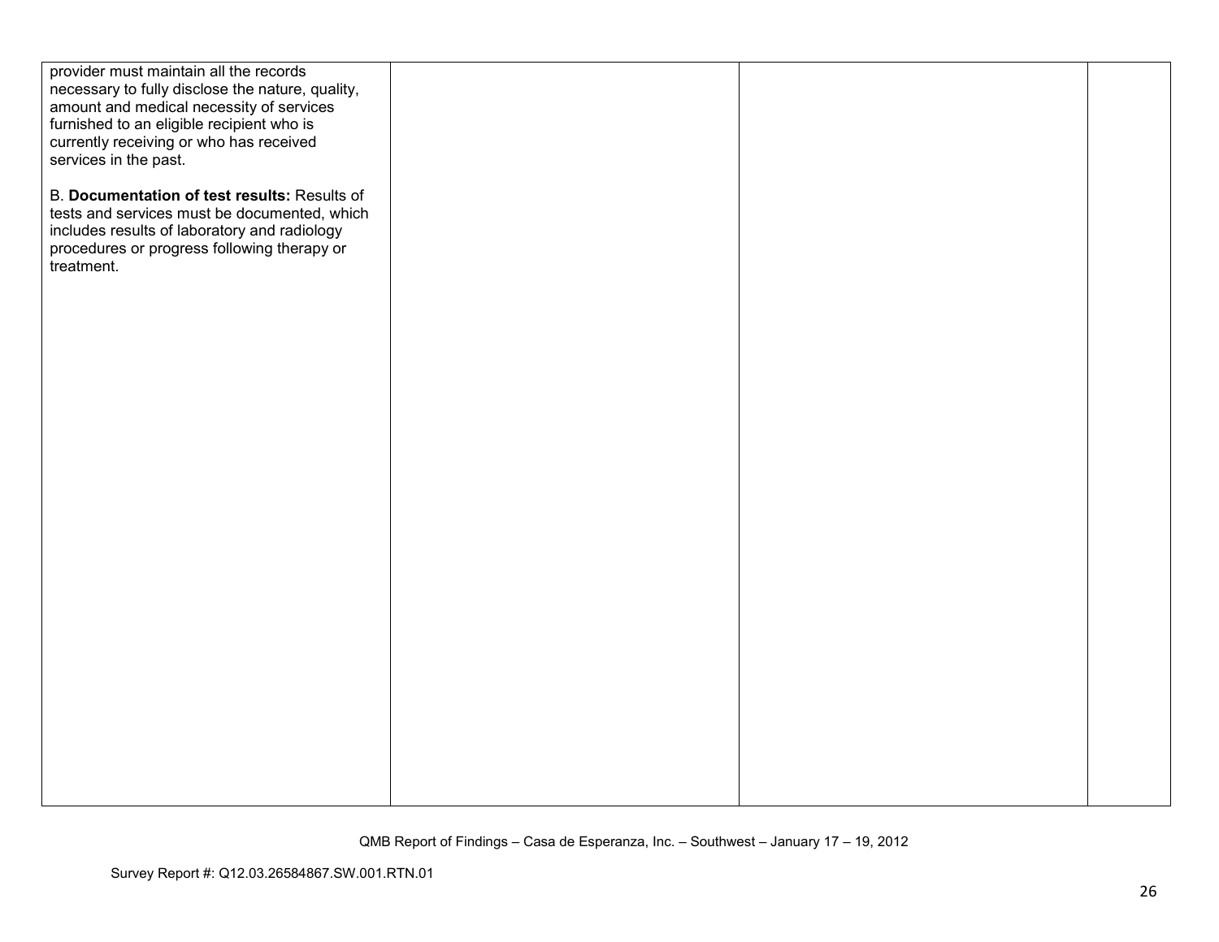| | | | |
|---|---|---|---|
| provider must maintain all the records necessary to fully disclose the nature, quality, amount and medical necessity of services furnished to an eligible recipient who is currently receiving or who has received services in the past.<br><br>B. **Documentation of test results:** Results of tests and services must be documented, which includes results of laboratory and radiology procedures or progress following therapy or treatment. | | | |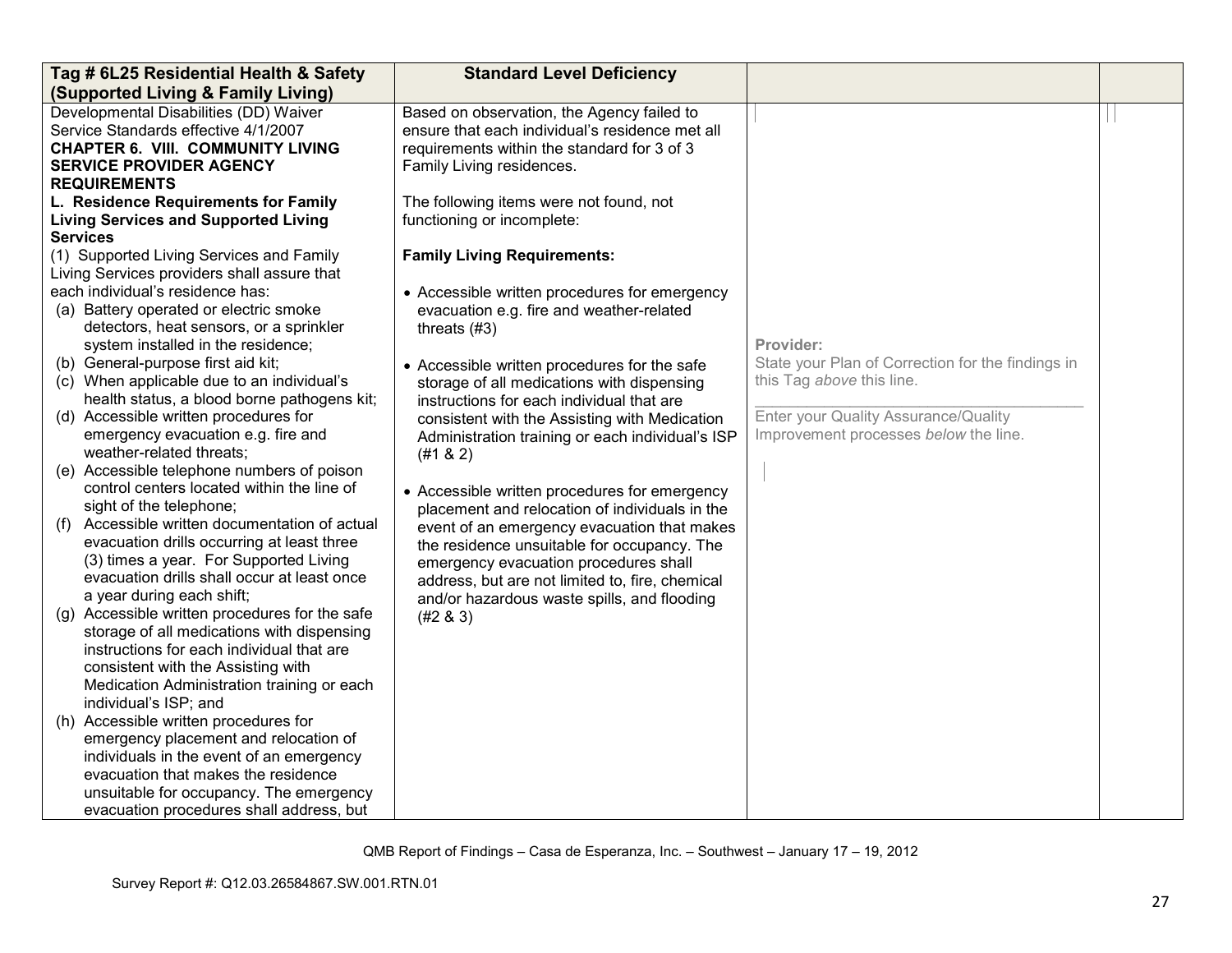| Tag # 6L25 Residential Health & Safety (Supported Living & Family Living) | Standard Level Deficiency | | |
|---|---|---|---|
| Developmental Disabilities (DD) Waiver Service Standards effective 4/1/2007<br>**CHAPTER 6. VIII. COMMUNITY LIVING SERVICE PROVIDER AGENCY REQUIREMENTS**<br>**L. Residence Requirements for Family Living Services and Supported Living Services**<br>(1) Supported Living Services and Family Living Services providers shall assure that each individual's residence has:<br>(a) Battery operated or electric smoke detectors, heat sensors, or a sprinkler system installed in the residence;<br>(b) General-purpose first aid kit;<br>(c) When applicable due to an individual's health status, a blood borne pathogens kit;<br>(d) Accessible written procedures for emergency evacuation e.g. fire and weather-related threats;<br>(e) Accessible telephone numbers of poison control centers located within the line of sight of the telephone;<br>(f) Accessible written documentation of actual evacuation drills occurring at least three (3) times a year. For Supported Living evacuation drills shall occur at least once a year during each shift;<br>(g) Accessible written procedures for the safe storage of all medications with dispensing instructions for each individual that are consistent with the Assisting with Medication Administration training or each individual's ISP; and<br>(h) Accessible written procedures for emergency placement and relocation of individuals in the event of an emergency evacuation that makes the residence unsuitable for occupancy. The emergency evacuation procedures shall address, but | Based on observation, the Agency failed to ensure that each individual's residence met all requirements within the standard for 3 of 3 Family Living residences.<br><br>The following items were not found, not functioning or incomplete:<br><br>**Family Living Requirements:**<br><br>• Accessible written procedures for emergency evacuation e.g. fire and weather-related threats (#3)<br><br>• Accessible written procedures for the safe storage of all medications with dispensing instructions for each individual that are consistent with the Assisting with Medication Administration training or each individual's ISP (#1 & 2)<br><br>• Accessible written procedures for emergency placement and relocation of individuals in the event of an emergency evacuation that makes the residence unsuitable for occupancy. The emergency evacuation procedures shall address, but are not limited to, fire, chemical and/or hazardous waste spills, and flooding (#2 & 3) | Provider:<br>State your Plan of Correction for the findings in this Tag *above* this line.<br>\_\_\_\_\_\_\_\_\_\_\_\_\_\_\_\_\_\_\_\_\_\_\_\_\_\_\_\_\_\_\_\_\_\_\_\_\_\_\_\_<br>Enter your Quality Assurance/Quality Improvement processes *below* the line. | |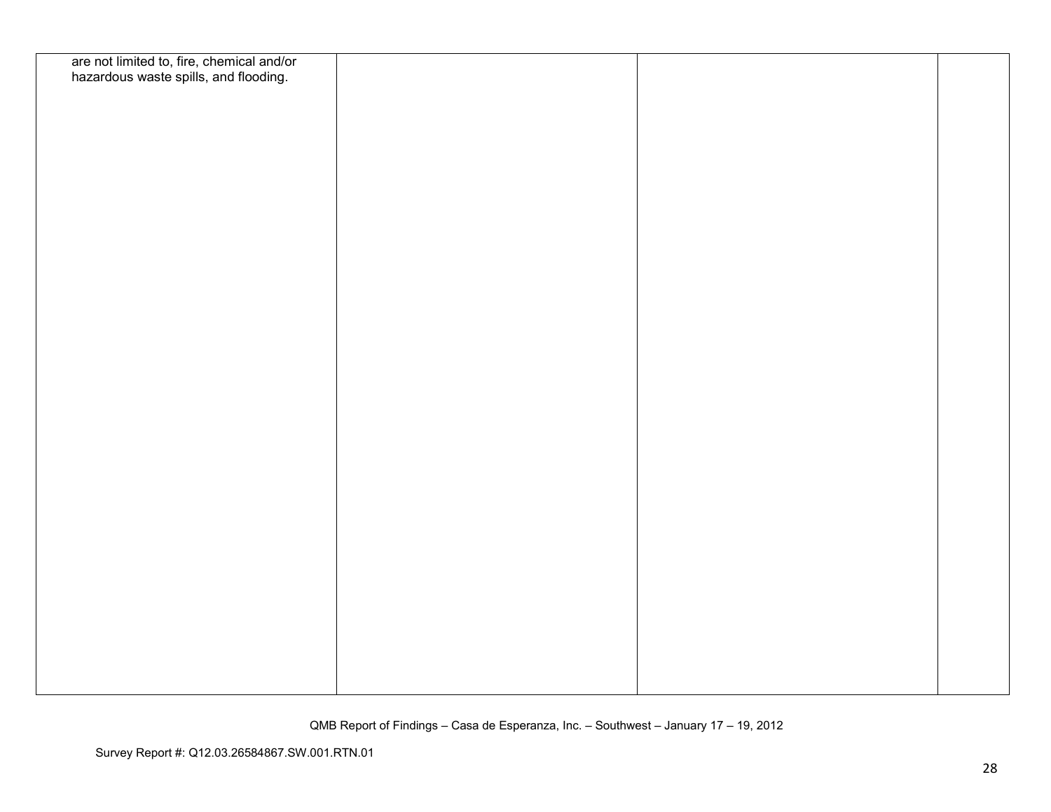| | | | |
|---|---|---|---|
| are not limited to, fire, chemical and/or hazardous waste spills, and flooding. | | | |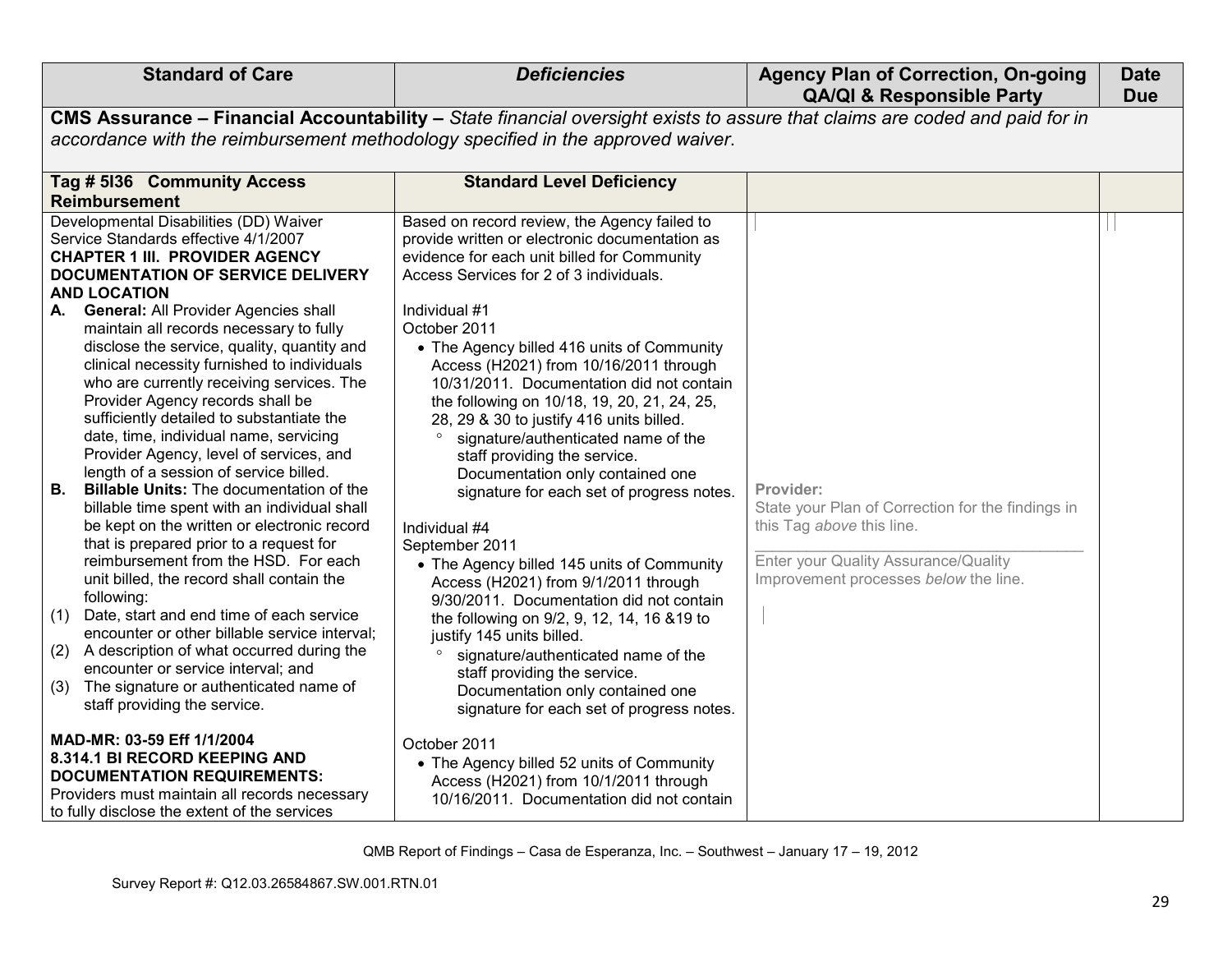| Standard of Care | *Deficiencies* | Agency Plan of Correction, On-going QA/QI & Responsible Party | Date Due |
|---|---|---|---|
| **CMS Assurance – Financial Accountability –** *State financial oversight exists to assure that claims are coded and paid for in accordance with the reimbursement methodology specified in the approved waiver.* | | | |
| **Tag # 5I36 Community Access Reimbursement** | **Standard Level Deficiency** | | |
| Developmental Disabilities (DD) Waiver Service Standards effective 4/1/2007<br>**CHAPTER 1 III. PROVIDER AGENCY DOCUMENTATION OF SERVICE DELIVERY AND LOCATION**<br>**A. General:** All Provider Agencies shall maintain all records necessary to fully disclose the service, quality, quantity and clinical necessity furnished to individuals who are currently receiving services. The Provider Agency records shall be sufficiently detailed to substantiate the date, time, individual name, servicing Provider Agency, level of services, and length of a session of service billed.<br>**B. Billable Units:** The documentation of the billable time spent with an individual shall be kept on the written or electronic record that is prepared prior to a request for reimbursement from the HSD. For each unit billed, the record shall contain the following:<br>(1) Date, start and end time of each service encounter or other billable service interval;<br>(2) A description of what occurred during the encounter or service interval; and<br>(3) The signature or authenticated name of staff providing the service.<br><br>**MAD-MR: 03-59 Eff 1/1/2004**<br>**8.314.1 BI RECORD KEEPING AND DOCUMENTATION REQUIREMENTS:**<br>Providers must maintain all records necessary to fully disclose the extent of the services | Based on record review, the Agency failed to provide written or electronic documentation as evidence for each unit billed for Community Access Services for 2 of 3 individuals.<br><br>Individual #1<br>October 2011<br>• The Agency billed 416 units of Community Access (H2021) from 10/16/2011 through 10/31/2011. Documentation did not contain the following on 10/18, 19, 20, 21, 24, 25, 28, 29 & 30 to justify 416 units billed.<br>° signature/authenticated name of the staff providing the service. Documentation only contained one signature for each set of progress notes.<br><br>Individual #4<br>September 2011<br>• The Agency billed 145 units of Community Access (H2021) from 9/1/2011 through 9/30/2011. Documentation did not contain the following on 9/2, 9, 12, 14, 16 &19 to justify 145 units billed.<br>° signature/authenticated name of the staff providing the service. Documentation only contained one signature for each set of progress notes.<br><br>October 2011<br>• The Agency billed 52 units of Community Access (H2021) from 10/1/2011 through 10/16/2011. Documentation did not contain | **Provider:**<br>State your Plan of Correction for the findings in this Tag *above* this line.<br>\_\_\_\_\_\_\_\_\_\_\_\_\_\_\_\_\_\_\_\_\_\_\_\_\_\_\_\_\_\_<br>Enter your Quality Assurance/Quality Improvement processes *below* the line. | |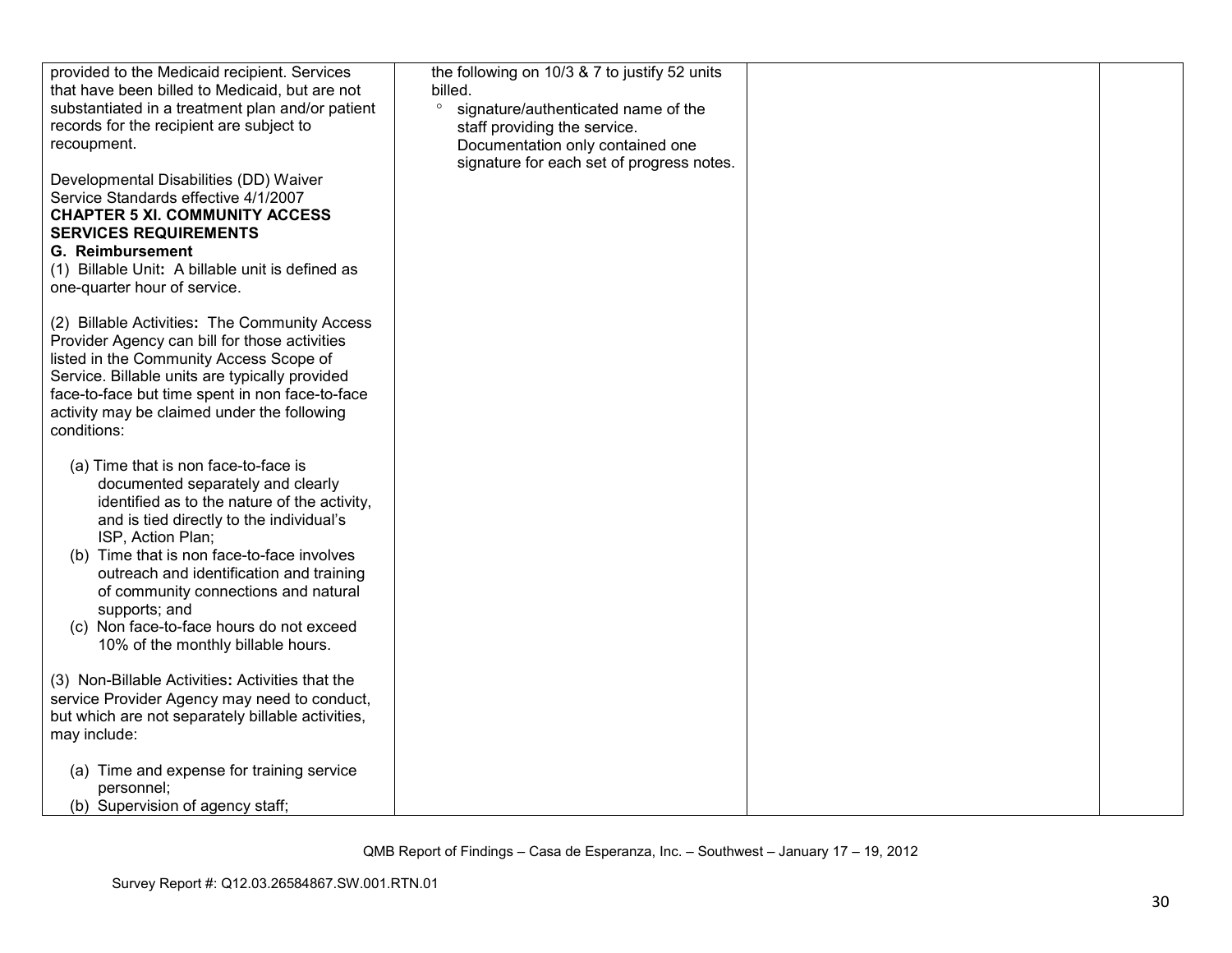| | | | |
|---|---|---|---|
| provided to the Medicaid recipient. Services that have been billed to Medicaid, but are not substantiated in a treatment plan and/or patient records for the recipient are subject to recoupment.<br><br>Developmental Disabilities (DD) Waiver Service Standards effective 4/1/2007<br>**CHAPTER 5 XI. COMMUNITY ACCESS SERVICES REQUIREMENTS**<br>**G. Reimbursement**<br>(1) Billable Unit**:** A billable unit is defined as one-quarter hour of service.<br><br>(2) Billable Activities**:** The Community Access Provider Agency can bill for those activities listed in the Community Access Scope of Service. Billable units are typically provided face-to-face but time spent in non face-to-face activity may be claimed under the following conditions:<br><br>(a) Time that is non face-to-face is documented separately and clearly identified as to the nature of the activity, and is tied directly to the individual's ISP, Action Plan;<br>(b) Time that is non face-to-face involves outreach and identification and training of community connections and natural supports; and<br>(c) Non face-to-face hours do not exceed 10% of the monthly billable hours.<br><br>(3) Non-Billable Activities**:** Activities that the service Provider Agency may need to conduct, but which are not separately billable activities, may include:<br><br>(a) Time and expense for training service personnel;<br>(b) Supervision of agency staff; | the following on 10/3 & 7 to justify 52 units billed.<br>° signature/authenticated name of the staff providing the service. Documentation only contained one signature for each set of progress notes. | | |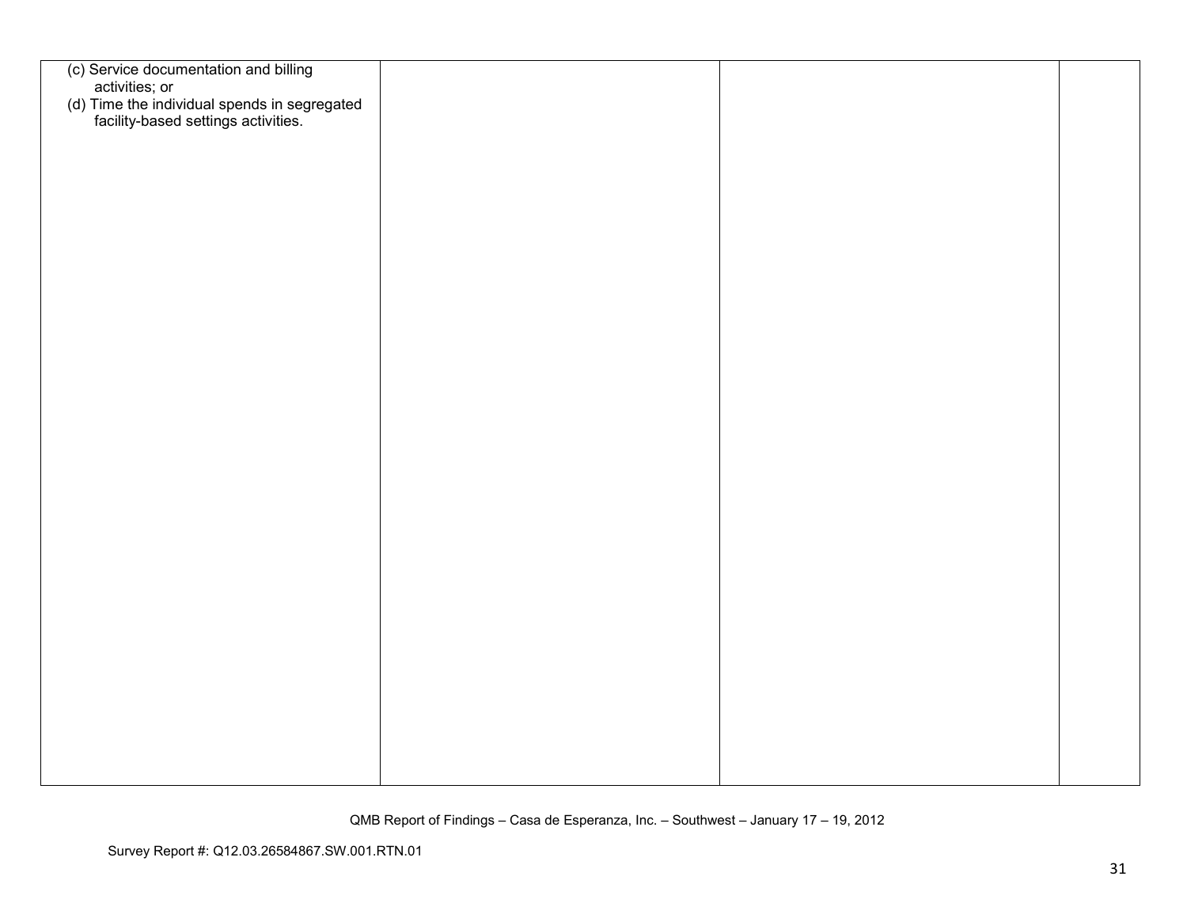| | | | |
|---|---|---|---|
| (c) Service documentation and billing activities; or<br>(d) Time the individual spends in segregated facility-based settings activities. | | | |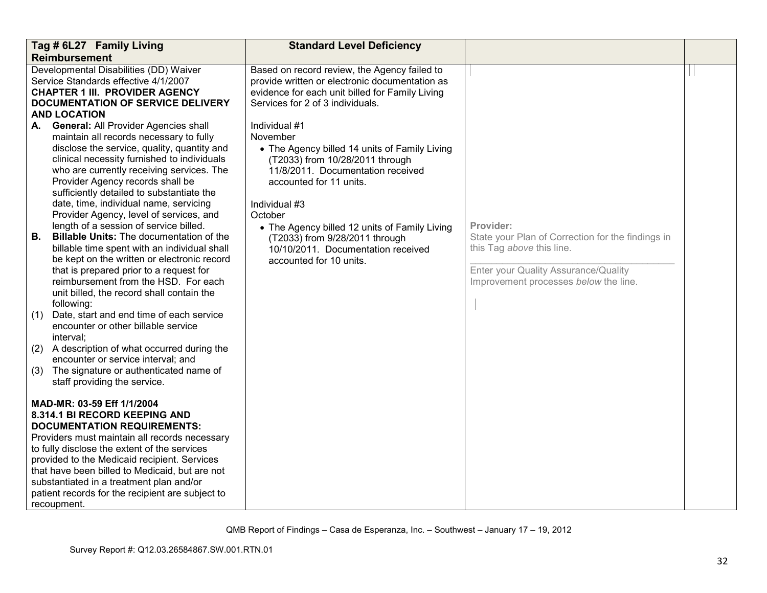| Tag # 6L27 Family Living Reimbursement | Standard Level Deficiency | | |
|---|---|---|---|
| Developmental Disabilities (DD) Waiver Service Standards effective 4/1/2007<br>**CHAPTER 1 III. PROVIDER AGENCY DOCUMENTATION OF SERVICE DELIVERY AND LOCATION**<br>**A. General:** All Provider Agencies shall maintain all records necessary to fully disclose the service, quality, quantity and clinical necessity furnished to individuals who are currently receiving services. The Provider Agency records shall be sufficiently detailed to substantiate the date, time, individual name, servicing Provider Agency, level of services, and length of a session of service billed.<br>**B. Billable Units:** The documentation of the billable time spent with an individual shall be kept on the written or electronic record that is prepared prior to a request for reimbursement from the HSD. For each unit billed, the record shall contain the following:<br>(1) Date, start and end time of each service encounter or other billable service interval;<br>(2) A description of what occurred during the encounter or service interval; and<br>(3) The signature or authenticated name of staff providing the service.<br><br>**MAD-MR: 03-59 Eff 1/1/2004**<br>**8.314.1 BI RECORD KEEPING AND DOCUMENTATION REQUIREMENTS:**<br>Providers must maintain all records necessary to fully disclose the extent of the services provided to the Medicaid recipient. Services that have been billed to Medicaid, but are not substantiated in a treatment plan and/or patient records for the recipient are subject to recoupment. | Based on record review, the Agency failed to provide written or electronic documentation as evidence for each unit billed for Family Living Services for 2 of 3 individuals.<br><br>Individual #1<br>November<br>• The Agency billed 14 units of Family Living (T2033) from 10/28/2011 through 11/8/2011. Documentation received accounted for 11 units.<br><br>Individual #3<br>October<br>• The Agency billed 12 units of Family Living (T2033) from 9/28/2011 through 10/10/2011. Documentation received accounted for 10 units. | **Provider:**<br>State your Plan of Correction for the findings in this Tag *above* this line.<br>\_\_\_\_\_\_\_\_\_\_\_\_\_\_\_\_\_\_\_\_\_\_\_\_\_\_\_\_\_\_<br>Enter your Quality Assurance/Quality Improvement processes *below* the line. | |

QMB Report of Findings – Casa de Esperanza, Inc. – Southwest – January 17 – 19, 2012

Survey Report #: Q12.03.26584867.SW.001.RTN.01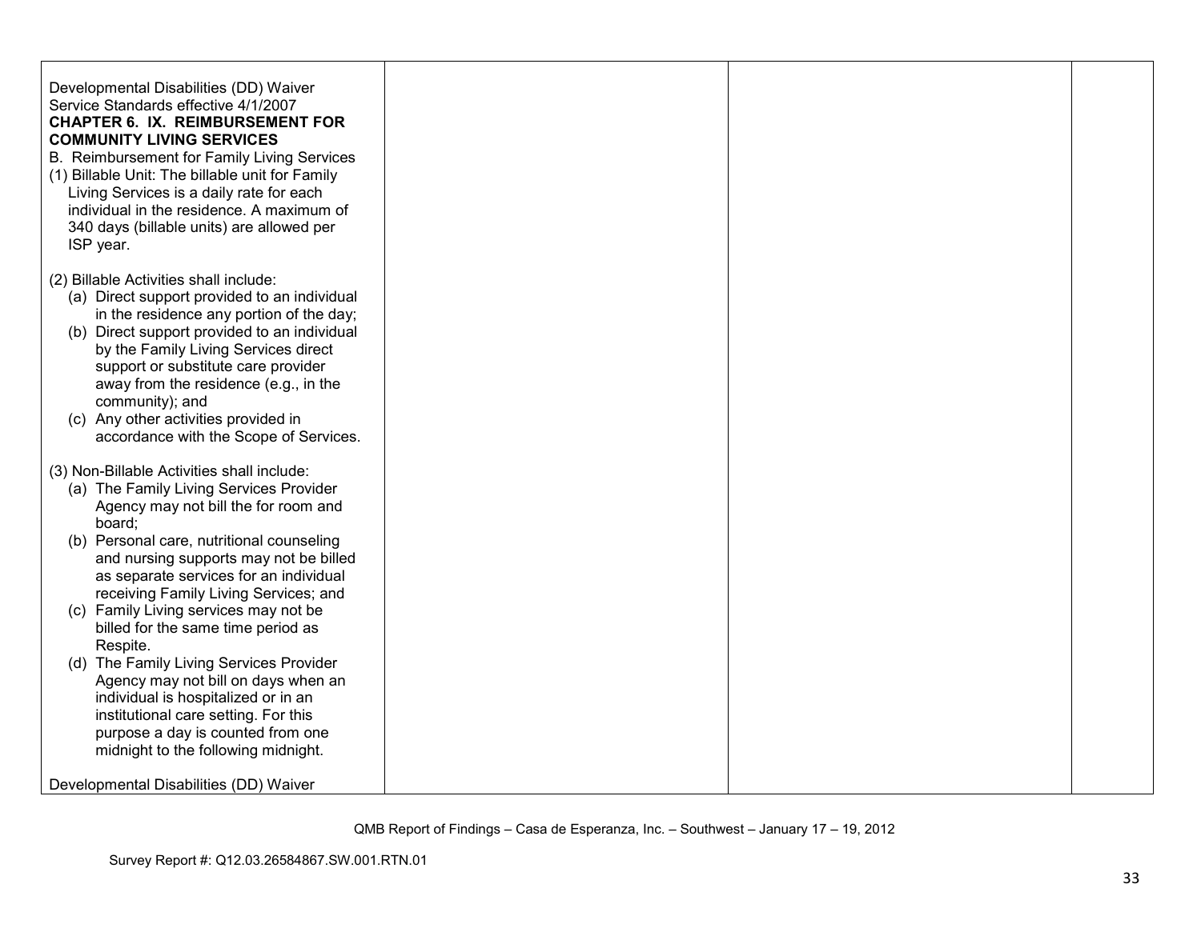| | | | |
|---|---|---|---|
| Developmental Disabilities (DD) Waiver Service Standards effective 4/1/2007<br>**CHAPTER 6. IX. REIMBURSEMENT FOR COMMUNITY LIVING SERVICES**<br>B. Reimbursement for Family Living Services<br>(1) Billable Unit: The billable unit for Family Living Services is a daily rate for each individual in the residence. A maximum of 340 days (billable units) are allowed per ISP year.<br><br>(2) Billable Activities shall include:<br>(a) Direct support provided to an individual in the residence any portion of the day;<br>(b) Direct support provided to an individual by the Family Living Services direct support or substitute care provider away from the residence (e.g., in the community); and<br>(c) Any other activities provided in accordance with the Scope of Services.<br><br>(3) Non-Billable Activities shall include:<br>(a) The Family Living Services Provider Agency may not bill the for room and board;<br>(b) Personal care, nutritional counseling and nursing supports may not be billed as separate services for an individual receiving Family Living Services; and<br>(c) Family Living services may not be billed for the same time period as Respite.<br>(d) The Family Living Services Provider Agency may not bill on days when an individual is hospitalized or in an institutional care setting. For this purpose a day is counted from one midnight to the following midnight.<br><br>Developmental Disabilities (DD) Waiver | | | |

QMB Report of Findings – Casa de Esperanza, Inc. – Southwest – January 17 – 19, 2012

Survey Report #: Q12.03.26584867.SW.001.RTN.01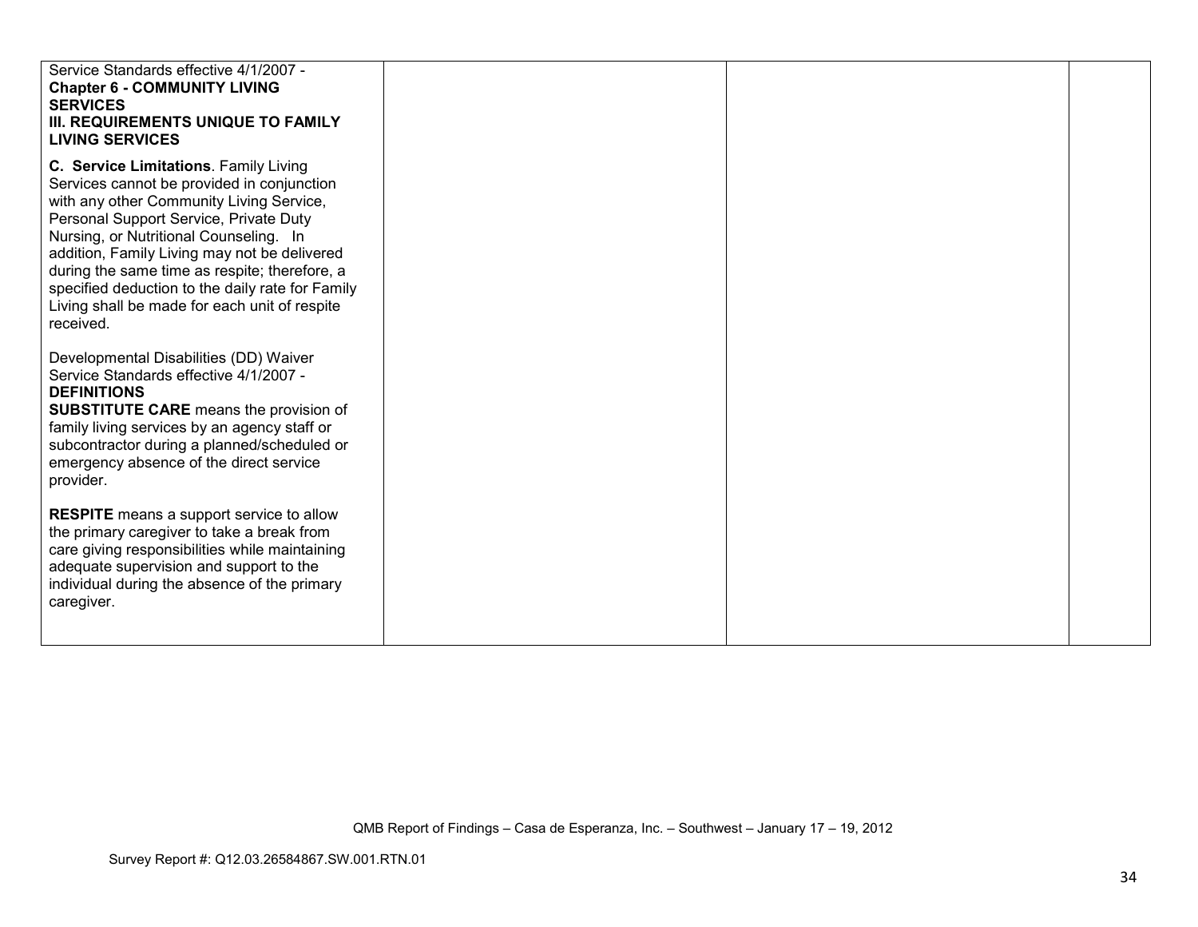| | | | |
|---|---|---|---|
| Service Standards effective 4/1/2007 - **Chapter 6 - COMMUNITY LIVING SERVICES** **III. REQUIREMENTS UNIQUE TO FAMILY LIVING SERVICES**<br><br>**C. Service Limitations**. Family Living Services cannot be provided in conjunction with any other Community Living Service, Personal Support Service, Private Duty Nursing, or Nutritional Counseling. In addition, Family Living may not be delivered during the same time as respite; therefore, a specified deduction to the daily rate for Family Living shall be made for each unit of respite received.<br><br>Developmental Disabilities (DD) Waiver Service Standards effective 4/1/2007 - **DEFINITIONS**<br>**SUBSTITUTE CARE** means the provision of family living services by an agency staff or subcontractor during a planned/scheduled or emergency absence of the direct service provider.<br><br>**RESPITE** means a support service to allow the primary caregiver to take a break from care giving responsibilities while maintaining adequate supervision and support to the individual during the absence of the primary caregiver. | | | |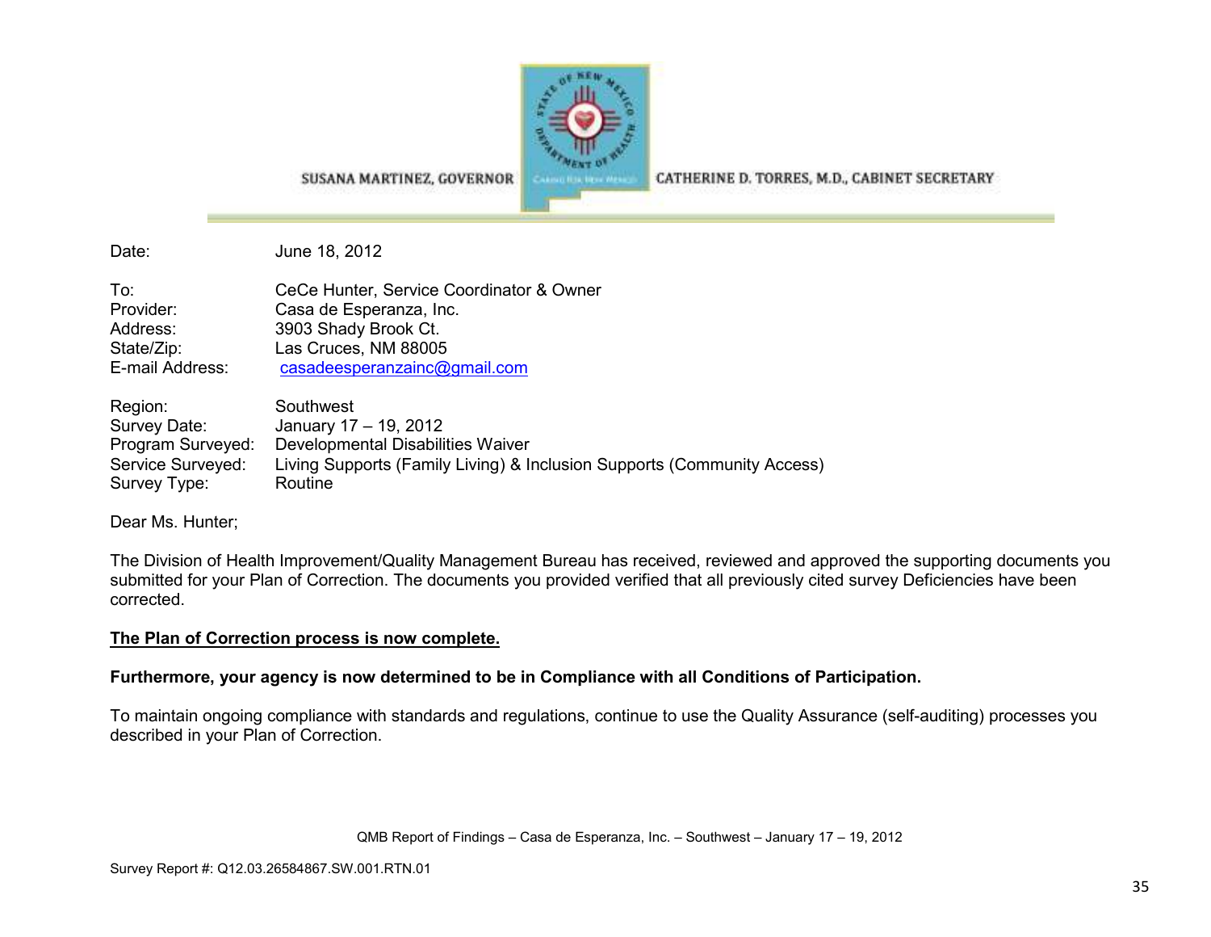SUSANA MARTINEZ, GOVERNOR CATHERINE D. TORRES, M.D., CABINET SECRETARY

Date: June 18, 2012

To: CeCe Hunter, Service Coordinator & Owner
Provider: Casa de Esperanza, Inc.
Address: 3903 Shady Brook Ct.
State/Zip: Las Cruces, NM 88005
E-mail Address: casadeesperanzainc@gmail.com

Region: Southwest
Survey Date: January 17 – 19, 2012
Program Surveyed: Developmental Disabilities Waiver
Service Surveyed: Living Supports (Family Living) & Inclusion Supports (Community Access)
Survey Type: Routine

Dear Ms. Hunter;

The Division of Health Improvement/Quality Management Bureau has received, reviewed and approved the supporting documents you submitted for your Plan of Correction. The documents you provided verified that all previously cited survey Deficiencies have been corrected.

**The Plan of Correction process is now complete.**

**Furthermore, your agency is now determined to be in Compliance with all Conditions of Participation.**

To maintain ongoing compliance with standards and regulations, continue to use the Quality Assurance (self-auditing) processes you described in your Plan of Correction.

QMB Report of Findings – Casa de Esperanza, Inc. – Southwest – January 17 – 19, 2012

Survey Report #: Q12.03.26584867.SW.001.RTN.01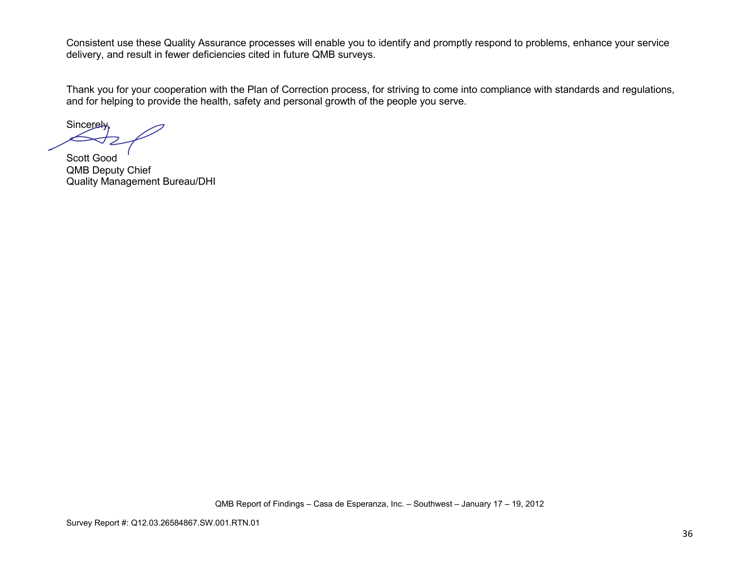Consistent use these Quality Assurance processes will enable you to identify and promptly respond to problems, enhance your service delivery, and result in fewer deficiencies cited in future QMB surveys.

Thank you for your cooperation with the Plan of Correction process, for striving to come into compliance with standards and regulations, and for helping to provide the health, safety and personal growth of the people you serve.

Sincerely,

Scott Good
QMB Deputy Chief
Quality Management Bureau/DHI